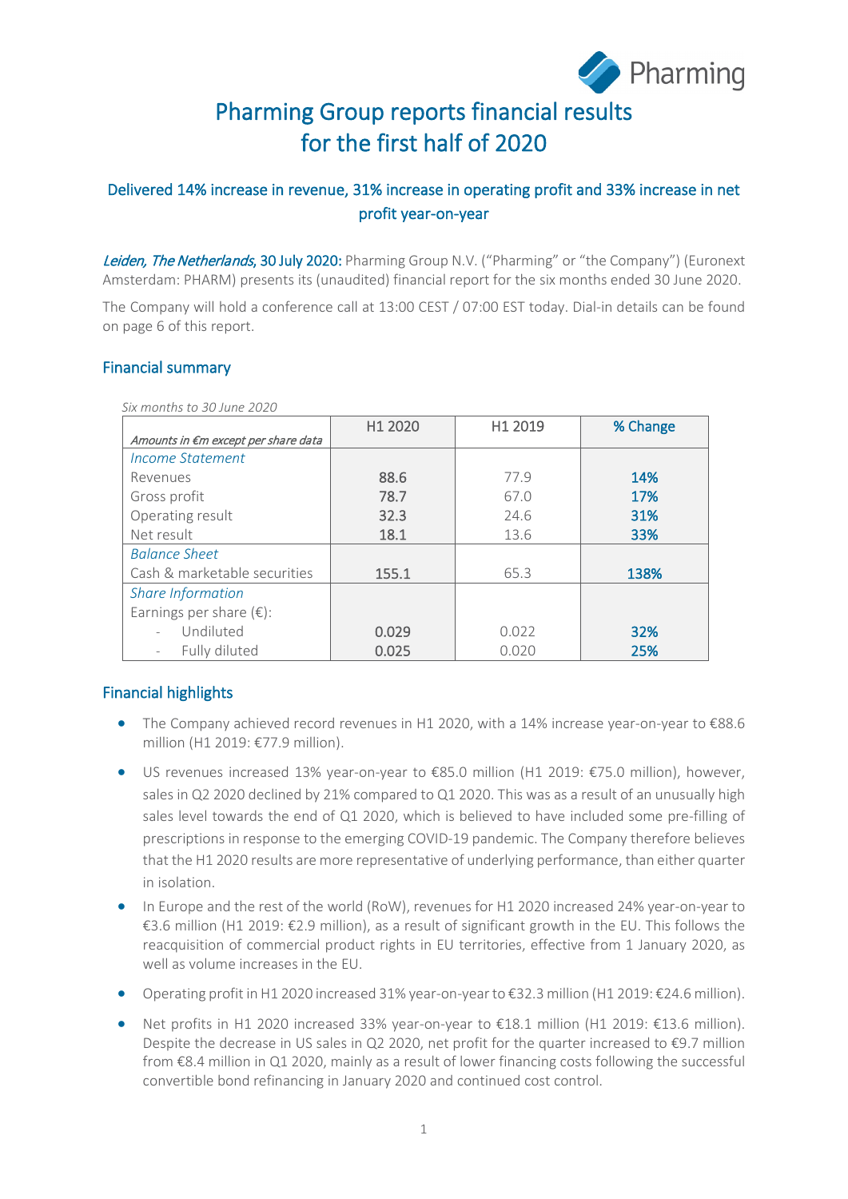# Pharming Group reports financial results for the first half of 2020

## Delivered 14% increase in revenue, 31% increase in operating profit and 33% increase in net profit year-on-year

*Leiden, The Netherlands*, 30 July 2020: Pharming Group N.V. ("Pharming" or "the Company") (Euronext Amsterdam: PHARM) presents its (unaudited) financial report for the six months ended 30 June 2020.

The Company will hold a conference call at 13:00 CEST / 07:00 EST today. Dial-in details can be found on page 6 of this report.

## Financial summary

*Six months to 30 June 2020*

| *Amounts in €m except per share data* | H1 2020 | H1 2019 | % Change |
|---|---|---|---|
| *Income Statement* | | | |
| Revenues | **88.6** | 77.9 | **14%** |
| Gross profit | **78.7** | 67.0 | **17%** |
| Operating result | **32.3** | 24.6 | **31%** |
| Net result | **18.1** | 13.6 | **33%** |
| *Balance Sheet* | | | |
| Cash & marketable securities | **155.1** | 65.3 | **138%** |
| *Share Information* | | | |
| Earnings per share (€): | | | |
| - Undiluted | **0.029** | 0.022 | **32%** |
| - Fully diluted | **0.025** | 0.020 | **25%** |

## Financial highlights

- The Company achieved record revenues in H1 2020, with a 14% increase year-on-year to €88.6 million (H1 2019: €77.9 million).
- US revenues increased 13% year-on-year to €85.0 million (H1 2019: €75.0 million), however, sales in Q2 2020 declined by 21% compared to Q1 2020. This was as a result of an unusually high sales level towards the end of Q1 2020, which is believed to have included some pre-filling of prescriptions in response to the emerging COVID-19 pandemic. The Company therefore believes that the H1 2020 results are more representative of underlying performance, than either quarter in isolation.
- In Europe and the rest of the world (RoW), revenues for H1 2020 increased 24% year-on-year to €3.6 million (H1 2019: €2.9 million), as a result of significant growth in the EU. This follows the reacquisition of commercial product rights in EU territories, effective from 1 January 2020, as well as volume increases in the EU.
- Operating profit in H1 2020 increased 31% year-on-year to €32.3 million (H1 2019: €24.6 million).
- Net profits in H1 2020 increased 33% year-on-year to €18.1 million (H1 2019: €13.6 million). Despite the decrease in US sales in Q2 2020, net profit for the quarter increased to €9.7 million from €8.4 million in Q1 2020, mainly as a result of lower financing costs following the successful convertible bond refinancing in January 2020 and continued cost control.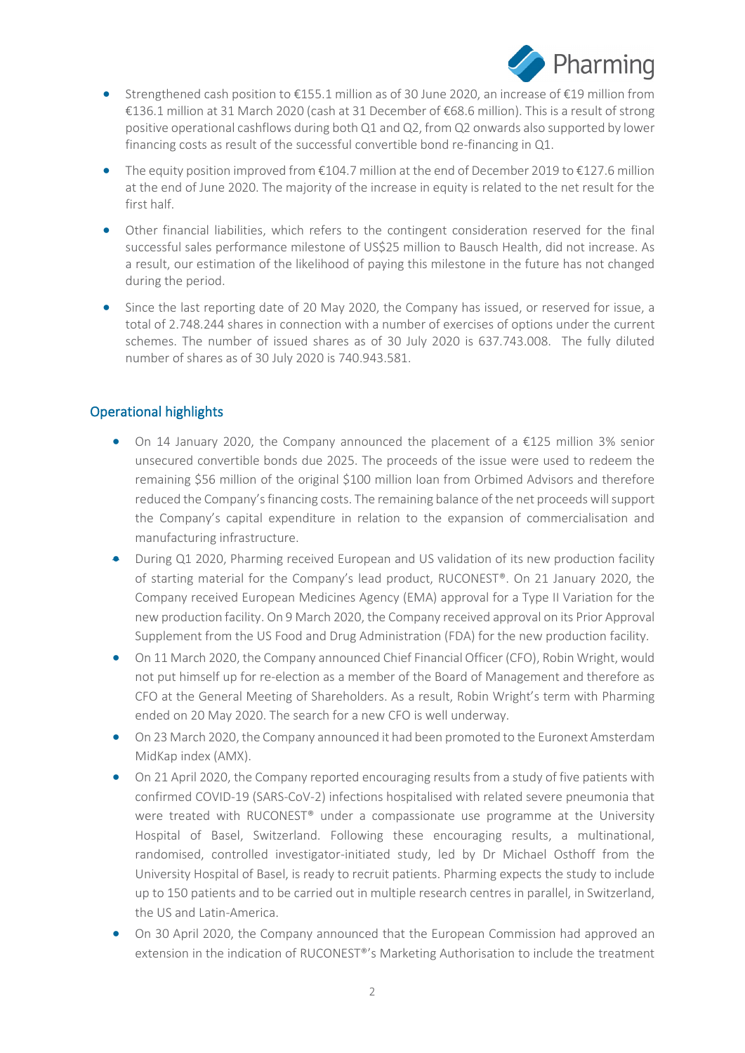- Strengthened cash position to €155.1 million as of 30 June 2020, an increase of €19 million from €136.1 million at 31 March 2020 (cash at 31 December of €68.6 million). This is a result of strong positive operational cashflows during both Q1 and Q2, from Q2 onwards also supported by lower financing costs as result of the successful convertible bond re-financing in Q1.
- The equity position improved from €104.7 million at the end of December 2019 to €127.6 million at the end of June 2020. The majority of the increase in equity is related to the net result for the first half.
- Other financial liabilities, which refers to the contingent consideration reserved for the final successful sales performance milestone of US$25 million to Bausch Health, did not increase. As a result, our estimation of the likelihood of paying this milestone in the future has not changed during the period.
- Since the last reporting date of 20 May 2020, the Company has issued, or reserved for issue, a total of 2.748.244 shares in connection with a number of exercises of options under the current schemes. The number of issued shares as of 30 July 2020 is 637.743.008. The fully diluted number of shares as of 30 July 2020 is 740.943.581.

## Operational highlights

- On 14 January 2020, the Company announced the placement of a €125 million 3% senior unsecured convertible bonds due 2025. The proceeds of the issue were used to redeem the remaining $56 million of the original $100 million loan from Orbimed Advisors and therefore reduced the Company's financing costs. The remaining balance of the net proceeds will support the Company's capital expenditure in relation to the expansion of commercialisation and manufacturing infrastructure.
- During Q1 2020, Pharming received European and US validation of its new production facility of starting material for the Company's lead product, RUCONEST®. On 21 January 2020, the Company received European Medicines Agency (EMA) approval for a Type II Variation for the new production facility. On 9 March 2020, the Company received approval on its Prior Approval Supplement from the US Food and Drug Administration (FDA) for the new production facility.
- On 11 March 2020, the Company announced Chief Financial Officer (CFO), Robin Wright, would not put himself up for re-election as a member of the Board of Management and therefore as CFO at the General Meeting of Shareholders. As a result, Robin Wright's term with Pharming ended on 20 May 2020. The search for a new CFO is well underway.
- On 23 March 2020, the Company announced it had been promoted to the Euronext Amsterdam MidKap index (AMX).
- On 21 April 2020, the Company reported encouraging results from a study of five patients with confirmed COVID-19 (SARS-CoV-2) infections hospitalised with related severe pneumonia that were treated with RUCONEST® under a compassionate use programme at the University Hospital of Basel, Switzerland. Following these encouraging results, a multinational, randomised, controlled investigator-initiated study, led by Dr Michael Osthoff from the University Hospital of Basel, is ready to recruit patients. Pharming expects the study to include up to 150 patients and to be carried out in multiple research centres in parallel, in Switzerland, the US and Latin-America.
- On 30 April 2020, the Company announced that the European Commission had approved an extension in the indication of RUCONEST®'s Marketing Authorisation to include the treatment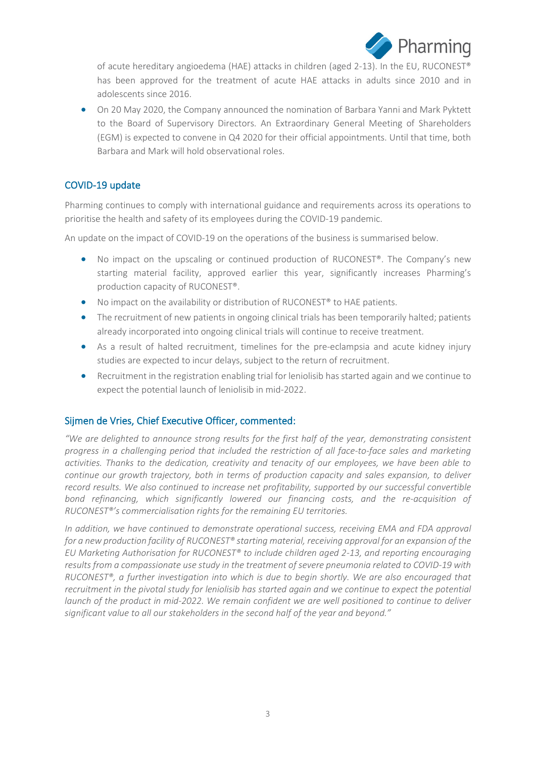of acute hereditary angioedema (HAE) attacks in children (aged 2-13). In the EU, RUCONEST® has been approved for the treatment of acute HAE attacks in adults since 2010 and in adolescents since 2016.

- On 20 May 2020, the Company announced the nomination of Barbara Yanni and Mark Pyktett to the Board of Supervisory Directors. An Extraordinary General Meeting of Shareholders (EGM) is expected to convene in Q4 2020 for their official appointments. Until that time, both Barbara and Mark will hold observational roles.

## COVID-19 update

Pharming continues to comply with international guidance and requirements across its operations to prioritise the health and safety of its employees during the COVID-19 pandemic.

An update on the impact of COVID-19 on the operations of the business is summarised below.

- No impact on the upscaling or continued production of RUCONEST®. The Company's new starting material facility, approved earlier this year, significantly increases Pharming's production capacity of RUCONEST®.
- No impact on the availability or distribution of RUCONEST® to HAE patients.
- The recruitment of new patients in ongoing clinical trials has been temporarily halted; patients already incorporated into ongoing clinical trials will continue to receive treatment.
- As a result of halted recruitment, timelines for the pre-eclampsia and acute kidney injury studies are expected to incur delays, subject to the return of recruitment.
- Recruitment in the registration enabling trial for leniolisib has started again and we continue to expect the potential launch of leniolisib in mid-2022.

## Sijmen de Vries, Chief Executive Officer, commented:

*"We are delighted to announce strong results for the first half of the year, demonstrating consistent progress in a challenging period that included the restriction of all face-to-face sales and marketing activities. Thanks to the dedication, creativity and tenacity of our employees, we have been able to continue our growth trajectory, both in terms of production capacity and sales expansion, to deliver record results. We also continued to increase net profitability, supported by our successful convertible bond refinancing, which significantly lowered our financing costs, and the re-acquisition of RUCONEST®'s commercialisation rights for the remaining EU territories.*

*In addition, we have continued to demonstrate operational success, receiving EMA and FDA approval for a new production facility of RUCONEST® starting material, receiving approval for an expansion of the EU Marketing Authorisation for RUCONEST® to include children aged 2-13, and reporting encouraging results from a compassionate use study in the treatment of severe pneumonia related to COVID-19 with RUCONEST®, a further investigation into which is due to begin shortly. We are also encouraged that recruitment in the pivotal study for leniolisib has started again and we continue to expect the potential launch of the product in mid-2022. We remain confident we are well positioned to continue to deliver significant value to all our stakeholders in the second half of the year and beyond."*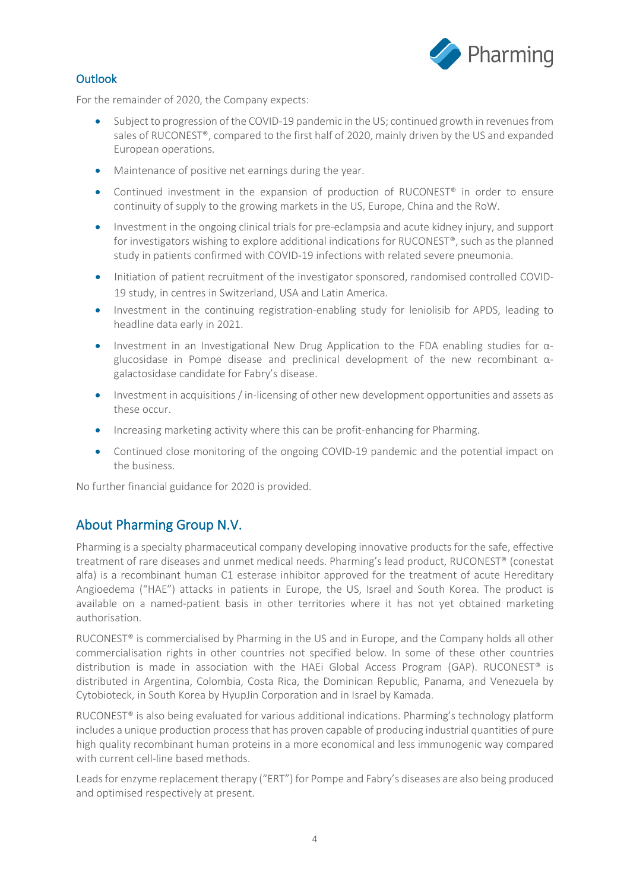## Outlook

For the remainder of 2020, the Company expects:

- Subject to progression of the COVID-19 pandemic in the US; continued growth in revenues from sales of RUCONEST®, compared to the first half of 2020, mainly driven by the US and expanded European operations.
- Maintenance of positive net earnings during the year.
- Continued investment in the expansion of production of RUCONEST® in order to ensure continuity of supply to the growing markets in the US, Europe, China and the RoW.
- Investment in the ongoing clinical trials for pre-eclampsia and acute kidney injury, and support for investigators wishing to explore additional indications for RUCONEST®, such as the planned study in patients confirmed with COVID-19 infections with related severe pneumonia.
- Initiation of patient recruitment of the investigator sponsored, randomised controlled COVID-19 study, in centres in Switzerland, USA and Latin America.
- Investment in the continuing registration-enabling study for leniolisib for APDS, leading to headline data early in 2021.
- Investment in an Investigational New Drug Application to the FDA enabling studies for α-glucosidase in Pompe disease and preclinical development of the new recombinant α-galactosidase candidate for Fabry's disease.
- Investment in acquisitions / in-licensing of other new development opportunities and assets as these occur.
- Increasing marketing activity where this can be profit-enhancing for Pharming.
- Continued close monitoring of the ongoing COVID-19 pandemic and the potential impact on the business.

No further financial guidance for 2020 is provided.

## About Pharming Group N.V.

Pharming is a specialty pharmaceutical company developing innovative products for the safe, effective treatment of rare diseases and unmet medical needs. Pharming's lead product, RUCONEST® (conestat alfa) is a recombinant human C1 esterase inhibitor approved for the treatment of acute Hereditary Angioedema ("HAE") attacks in patients in Europe, the US, Israel and South Korea. The product is available on a named-patient basis in other territories where it has not yet obtained marketing authorisation.

RUCONEST® is commercialised by Pharming in the US and in Europe, and the Company holds all other commercialisation rights in other countries not specified below. In some of these other countries distribution is made in association with the HAEi Global Access Program (GAP). RUCONEST® is distributed in Argentina, Colombia, Costa Rica, the Dominican Republic, Panama, and Venezuela by Cytobioteck, in South Korea by HyupJin Corporation and in Israel by Kamada.

RUCONEST® is also being evaluated for various additional indications. Pharming's technology platform includes a unique production process that has proven capable of producing industrial quantities of pure high quality recombinant human proteins in a more economical and less immunogenic way compared with current cell-line based methods.

Leads for enzyme replacement therapy ("ERT") for Pompe and Fabry's diseases are also being produced and optimised respectively at present.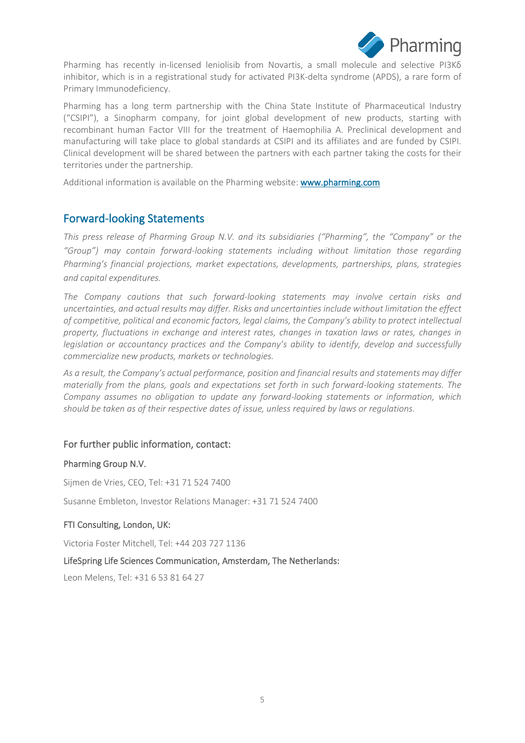Pharming has recently in-licensed leniolisib from Novartis, a small molecule and selective PI3Kδ inhibitor, which is in a registrational study for activated PI3K-delta syndrome (APDS), a rare form of Primary Immunodeficiency.

Pharming has a long term partnership with the China State Institute of Pharmaceutical Industry ("CSIPI"), a Sinopharm company, for joint global development of new products, starting with recombinant human Factor VIII for the treatment of Haemophilia A. Preclinical development and manufacturing will take place to global standards at CSIPI and its affiliates and are funded by CSIPI. Clinical development will be shared between the partners with each partner taking the costs for their territories under the partnership.

Additional information is available on the Pharming website: [www.pharming.com](www.pharming.com)

## Forward-looking Statements

*This press release of Pharming Group N.V. and its subsidiaries ("Pharming", the "Company" or the "Group") may contain forward-looking statements including without limitation those regarding Pharming's financial projections, market expectations, developments, partnerships, plans, strategies and capital expenditures.*

*The Company cautions that such forward-looking statements may involve certain risks and uncertainties, and actual results may differ. Risks and uncertainties include without limitation the effect of competitive, political and economic factors, legal claims, the Company's ability to protect intellectual property, fluctuations in exchange and interest rates, changes in taxation laws or rates, changes in legislation or accountancy practices and the Company's ability to identify, develop and successfully commercialize new products, markets or technologies.*

*As a result, the Company's actual performance, position and financial results and statements may differ materially from the plans, goals and expectations set forth in such forward-looking statements. The Company assumes no obligation to update any forward-looking statements or information, which should be taken as of their respective dates of issue, unless required by laws or regulations.*

### For further public information, contact:

#### Pharming Group N.V.

Sijmen de Vries, CEO, Tel: +31 71 524 7400

Susanne Embleton, Investor Relations Manager: +31 71 524 7400

#### FTI Consulting, London, UK:

Victoria Foster Mitchell, Tel: +44 203 727 1136

#### LifeSpring Life Sciences Communication, Amsterdam, The Netherlands:

Leon Melens, Tel: +31 6 53 81 64 27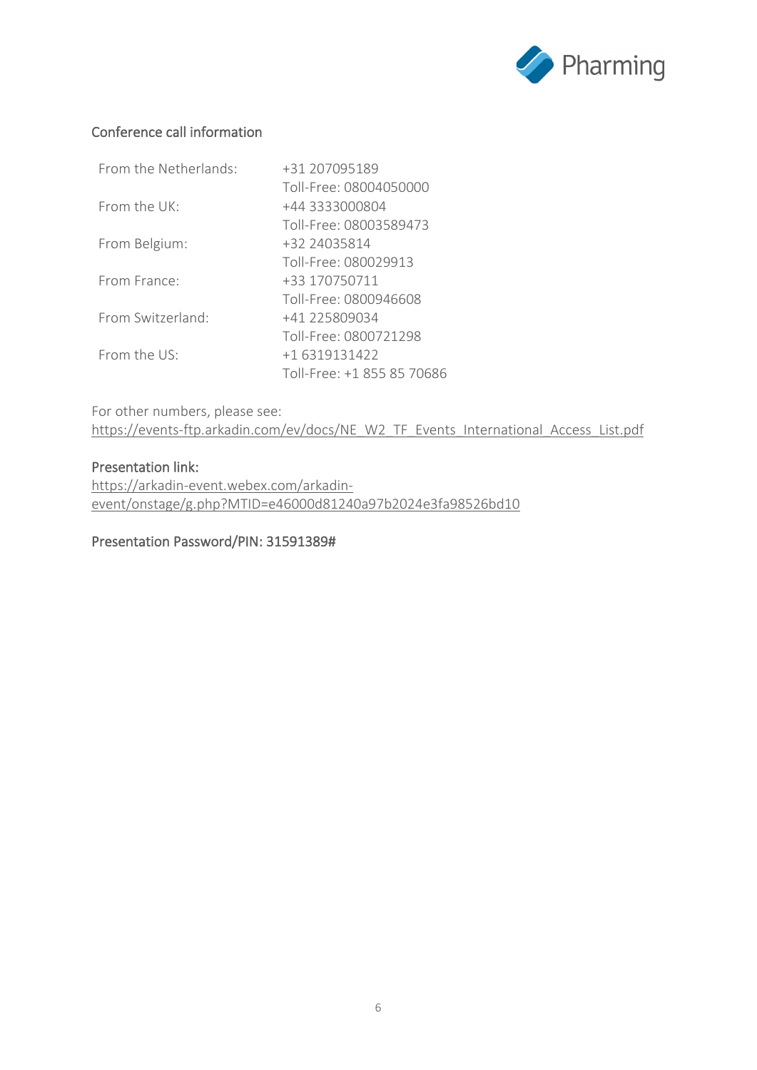## Conference call information

| | |
|---|---|
| From the Netherlands: | +31 207095189 |
| | Toll-Free: 08004050000 |
| From the UK: | +44 3333000804 |
| | Toll-Free: 08003589473 |
| From Belgium: | +32 24035814 |
| | Toll-Free: 080029913 |
| From France: | +33 170750711 |
| | Toll-Free: 0800946608 |
| From Switzerland: | +41 225809034 |
| | Toll-Free: 0800721298 |
| From the US: | +1 6319131422 |
| | Toll-Free: +1 855 85 70686 |

For other numbers, please see:
https://events-ftp.arkadin.com/ev/docs/NE_W2_TF_Events_International_Access_List.pdf

**Presentation link:**
https://arkadin-event.webex.com/arkadin-event/onstage/g.php?MTID=e46000d81240a97b2024e3fa98526bd10

**Presentation Password/PIN: 31591389#**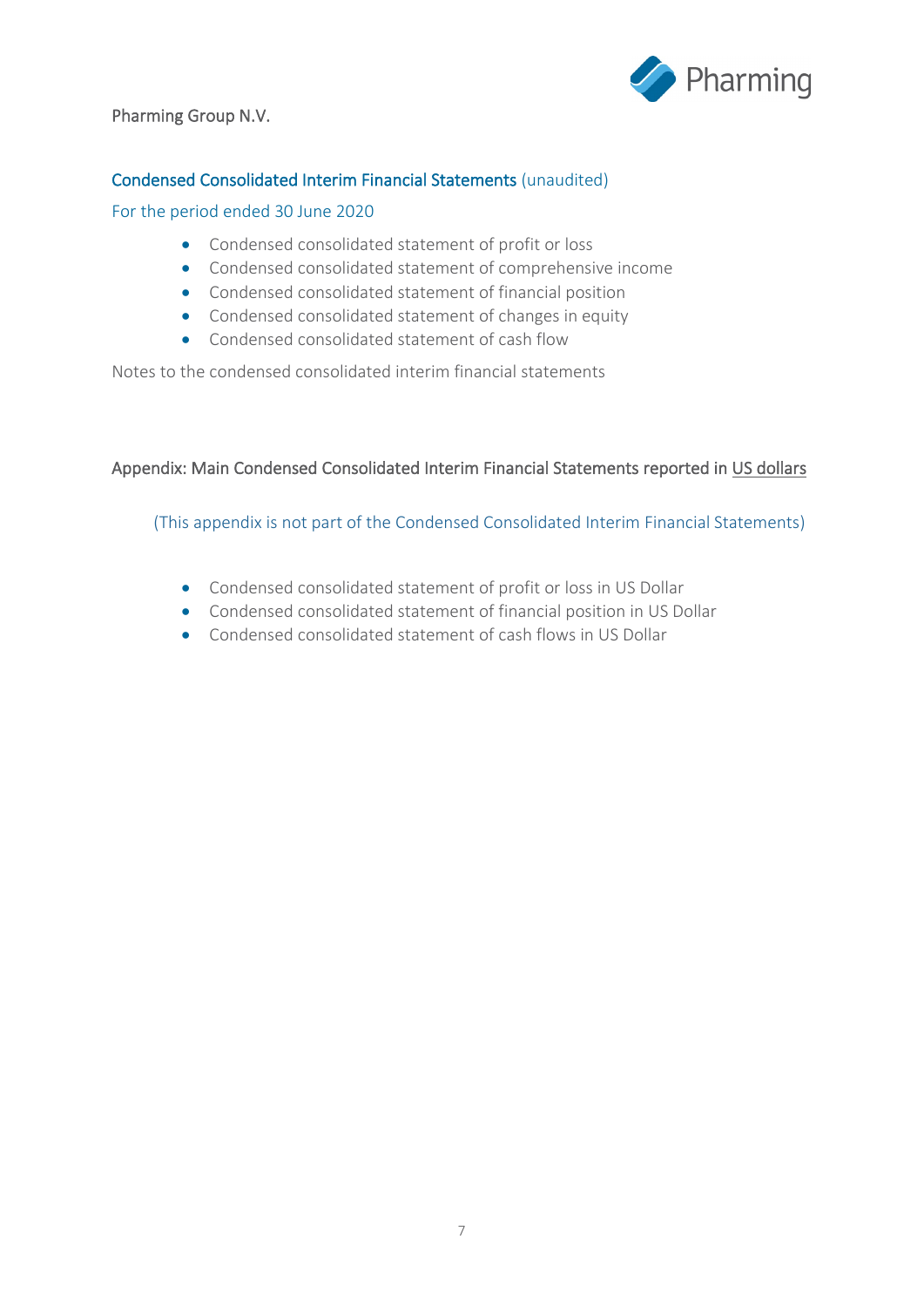Pharming Group N.V.

## Condensed Consolidated Interim Financial Statements (unaudited)

For the period ended 30 June 2020

- Condensed consolidated statement of profit or loss
- Condensed consolidated statement of comprehensive income
- Condensed consolidated statement of financial position
- Condensed consolidated statement of changes in equity
- Condensed consolidated statement of cash flow

Notes to the condensed consolidated interim financial statements

## Appendix: Main Condensed Consolidated Interim Financial Statements reported in US dollars

(This appendix is not part of the Condensed Consolidated Interim Financial Statements)

- Condensed consolidated statement of profit or loss in US Dollar
- Condensed consolidated statement of financial position in US Dollar
- Condensed consolidated statement of cash flows in US Dollar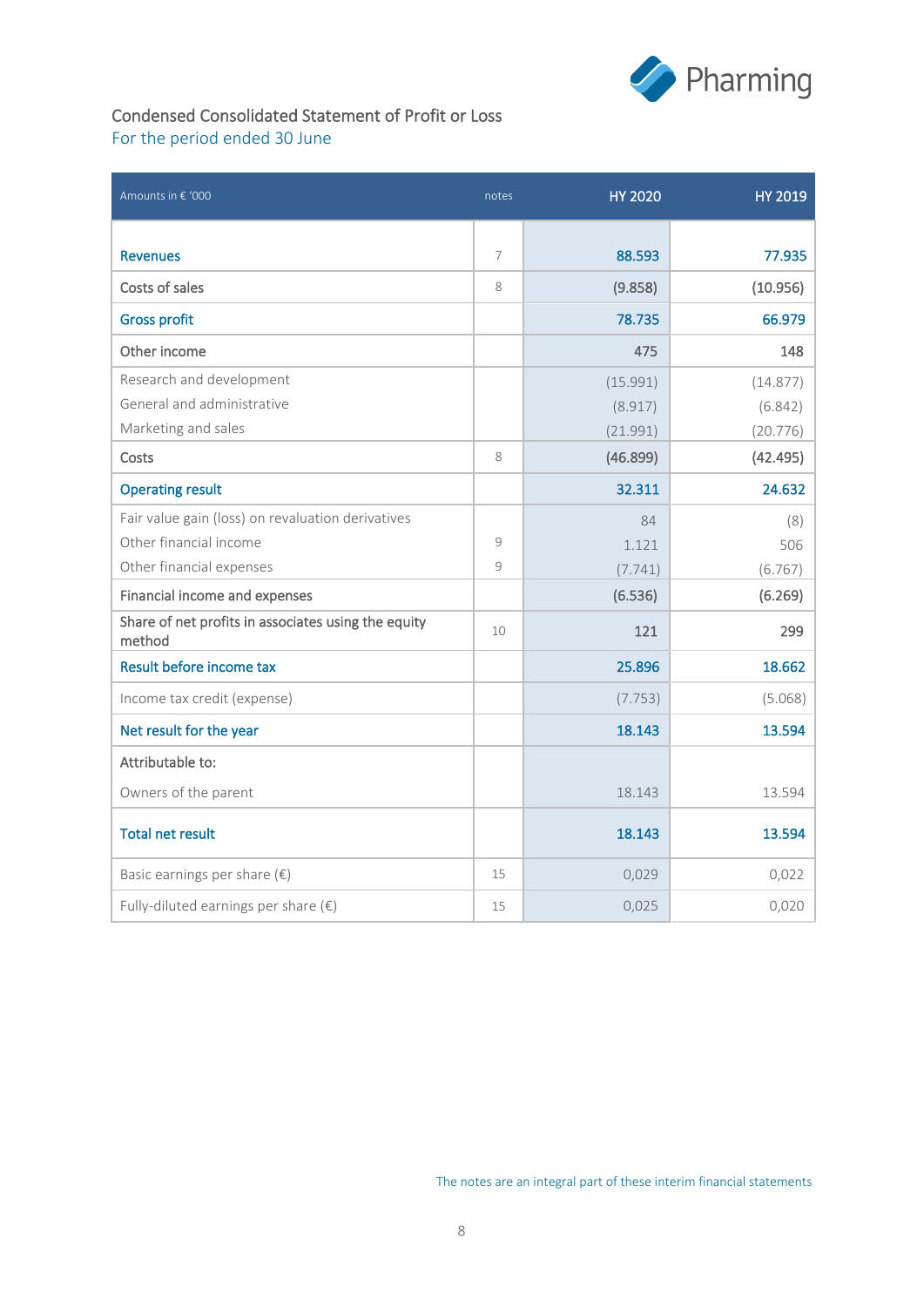# Condensed Consolidated Statement of Profit or Loss

## For the period ended 30 June

| Amounts in € '000 | notes | HY 2020 | HY 2019 |
|---|---|---|---|
| **Revenues** | 7 | **88.593** | **77.935** |
| Costs of sales | 8 | (9.858) | (10.956) |
| **Gross profit** | | **78.735** | **66.979** |
| Other income | | 475 | 148 |
| Research and development | | (15.991) | (14.877) |
| General and administrative | | (8.917) | (6.842) |
| Marketing and sales | | (21.991) | (20.776) |
| Costs | 8 | (46.899) | (42.495) |
| **Operating result** | | **32.311** | **24.632** |
| Fair value gain (loss) on revaluation derivatives | | 84 | (8) |
| Other financial income | 9 | 1.121 | 506 |
| Other financial expenses | 9 | (7.741) | (6.767) |
| Financial income and expenses | | (6.536) | (6.269) |
| Share of net profits in associates using the equity method | 10 | 121 | 299 |
| **Result before income tax** | | **25.896** | **18.662** |
| Income tax credit (expense) | | (7.753) | (5.068) |
| **Net result for the year** | | **18.143** | **13.594** |
| Attributable to: | | | |
| Owners of the parent | | 18.143 | 13.594 |
| **Total net result** | | **18.143** | **13.594** |
| Basic earnings per share (€) | 15 | 0,029 | 0,022 |
| Fully-diluted earnings per share (€) | 15 | 0,025 | 0,020 |

The notes are an integral part of these interim financial statements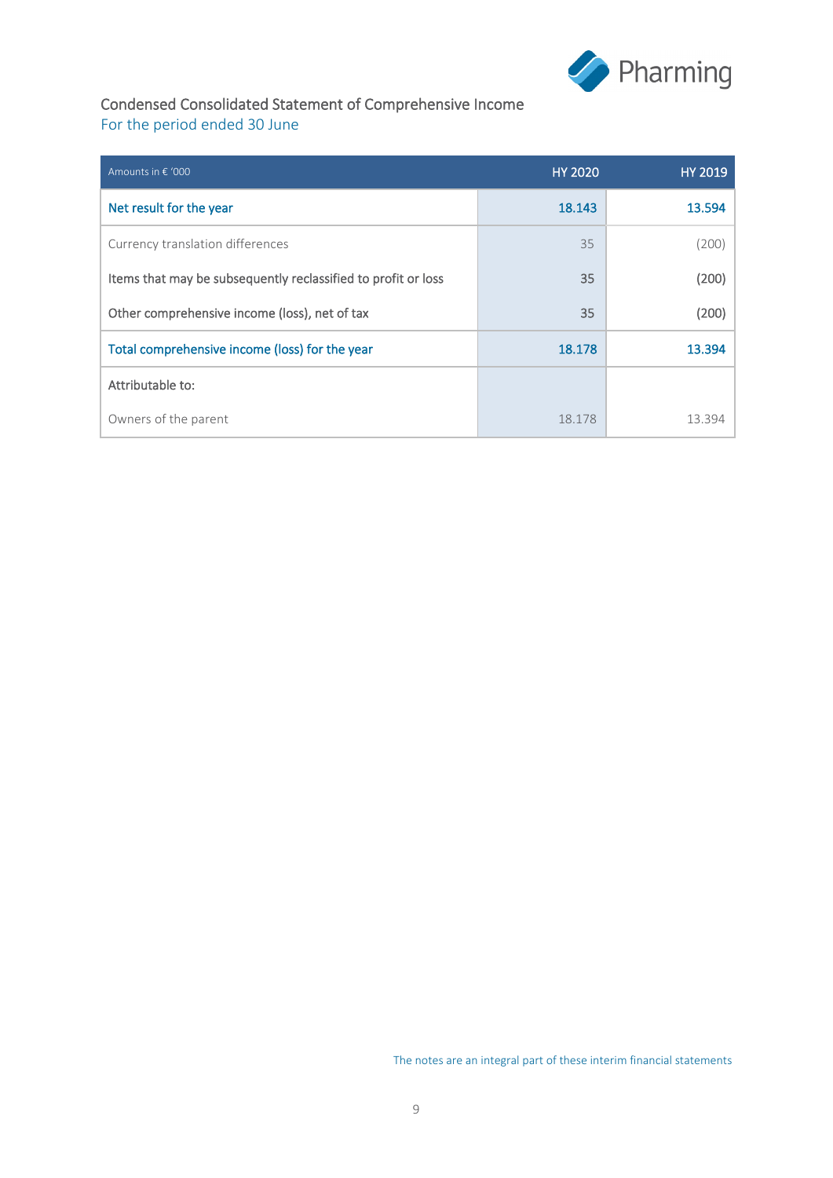## Condensed Consolidated Statement of Comprehensive Income

For the period ended 30 June

| Amounts in € '000 | HY 2020 | HY 2019 |
|---|---|---|
| Net result for the year | 18.143 | 13.594 |
| Currency translation differences | 35 | (200) |
| Items that may be subsequently reclassified to profit or loss | 35 | (200) |
| Other comprehensive income (loss), net of tax | 35 | (200) |
| Total comprehensive income (loss) for the year | 18.178 | 13.394 |
| Attributable to: | | |
| Owners of the parent | 18.178 | 13.394 |

The notes are an integral part of these interim financial statements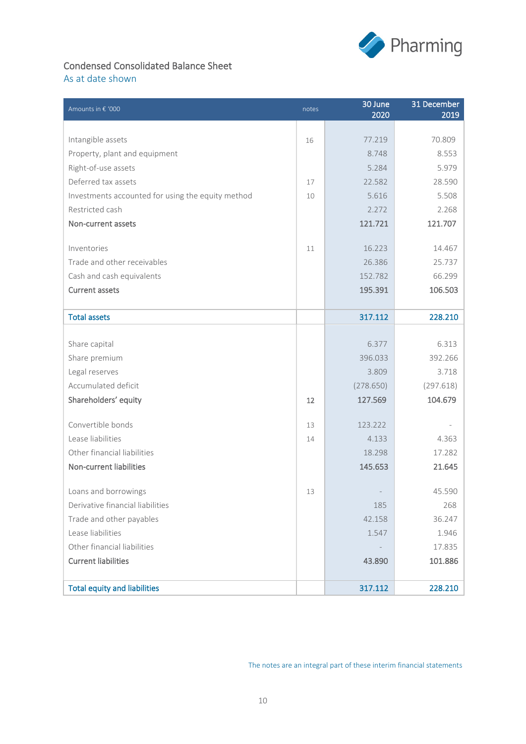## Condensed Consolidated Balance Sheet

As at date shown

| Amounts in € '000 | notes | 30 June 2020 | 31 December 2019 |
|---|---|---|---|
| Intangible assets | 16 | 77.219 | 70.809 |
| Property, plant and equipment | | 8.748 | 8.553 |
| Right-of-use assets | | 5.284 | 5.979 |
| Deferred tax assets | 17 | 22.582 | 28.590 |
| Investments accounted for using the equity method | 10 | 5.616 | 5.508 |
| Restricted cash | | 2.272 | 2.268 |
| **Non-current assets** | | **121.721** | **121.707** |
| Inventories | 11 | 16.223 | 14.467 |
| Trade and other receivables | | 26.386 | 25.737 |
| Cash and cash equivalents | | 152.782 | 66.299 |
| **Current assets** | | **195.391** | **106.503** |
| **Total assets** | | **317.112** | **228.210** |
| Share capital | | 6.377 | 6.313 |
| Share premium | | 396.033 | 392.266 |
| Legal reserves | | 3.809 | 3.718 |
| Accumulated deficit | | (278.650) | (297.618) |
| **Shareholders' equity** | 12 | **127.569** | **104.679** |
| Convertible bonds | 13 | 123.222 | - |
| Lease liabilities | 14 | 4.133 | 4.363 |
| Other financial liabilities | | 18.298 | 17.282 |
| **Non-current liabilities** | | **145.653** | **21.645** |
| Loans and borrowings | 13 | - | 45.590 |
| Derivative financial liabilities | | 185 | 268 |
| Trade and other payables | | 42.158 | 36.247 |
| Lease liabilities | | 1.547 | 1.946 |
| Other financial liabilities | | - | 17.835 |
| **Current liabilities** | | **43.890** | **101.886** |
| **Total equity and liabilities** | | **317.112** | **228.210** |

The notes are an integral part of these interim financial statements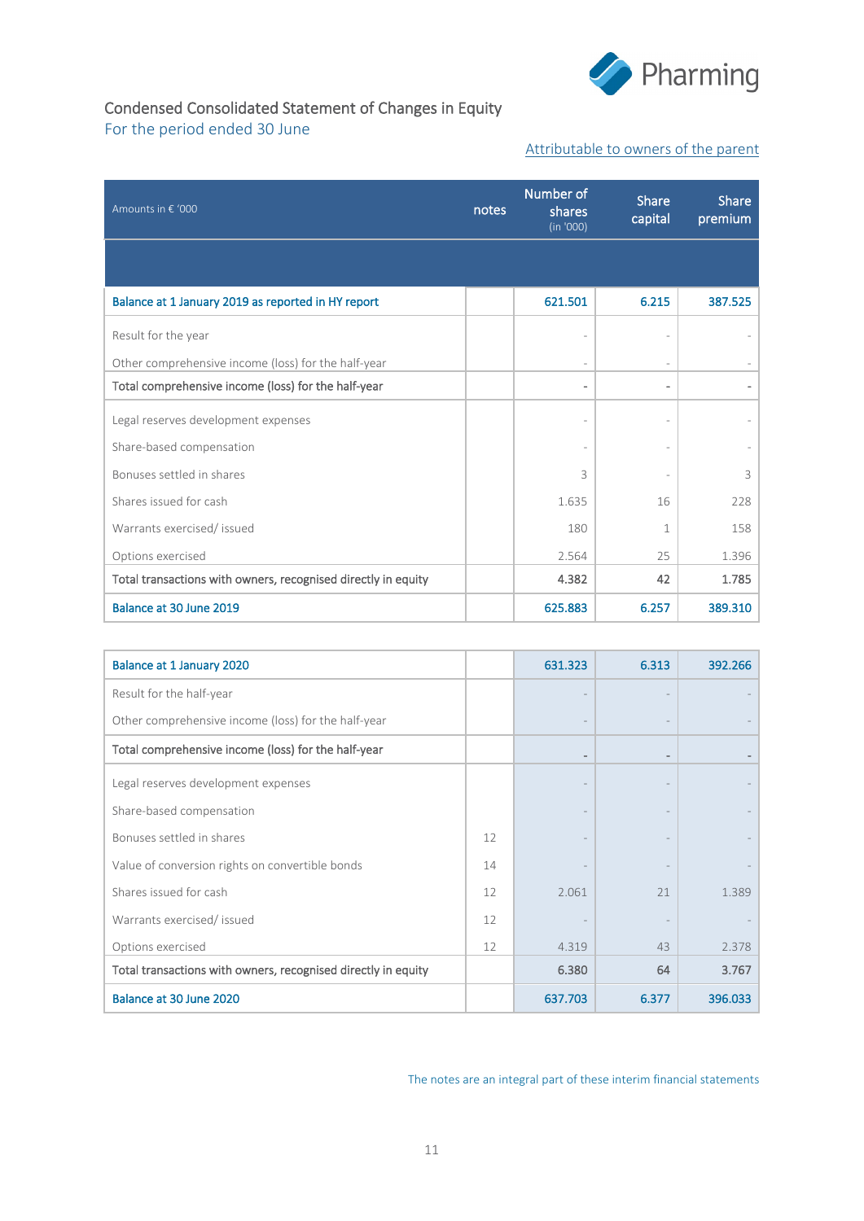# Condensed Consolidated Statement of Changes in Equity

For the period ended 30 June

Attributable to owners of the parent

| Amounts in € '000 | notes | Number of shares (in '000) | Share capital | Share premium |
|---|---|---|---|---|
| **Balance at 1 January 2019 as reported in HY report** | | **621.501** | **6.215** | **387.525** |
| Result for the year | | - | - | - |
| Other comprehensive income (loss) for the half-year | | - | - | - |
| **Total comprehensive income (loss) for the half-year** | | **-** | **-** | **-** |
| Legal reserves development expenses | | - | - | - |
| Share-based compensation | | - | - | - |
| Bonuses settled in shares | | 3 | - | 3 |
| Shares issued for cash | | 1.635 | 16 | 228 |
| Warrants exercised/ issued | | 180 | 1 | 158 |
| Options exercised | | 2.564 | 25 | 1.396 |
| **Total transactions with owners, recognised directly in equity** | | **4.382** | **42** | **1.785** |
| **Balance at 30 June 2019** | | **625.883** | **6.257** | **389.310** |

| Amounts in € '000 | notes | Number of shares (in '000) | Share capital | Share premium |
|---|---|---|---|---|
| **Balance at 1 January 2020** | | **631.323** | **6.313** | **392.266** |
| Result for the half-year | | - | - | - |
| Other comprehensive income (loss) for the half-year | | - | - | - |
| **Total comprehensive income (loss) for the half-year** | | **-** | **-** | **-** |
| Legal reserves development expenses | | - | - | - |
| Share-based compensation | | - | - | - |
| Bonuses settled in shares | 12 | - | - | - |
| Value of conversion rights on convertible bonds | 14 | - | - | - |
| Shares issued for cash | 12 | 2.061 | 21 | 1.389 |
| Warrants exercised/ issued | 12 | - | - | - |
| Options exercised | 12 | 4.319 | 43 | 2.378 |
| **Total transactions with owners, recognised directly in equity** | | **6.380** | **64** | **3.767** |
| **Balance at 30 June 2020** | | **637.703** | **6.377** | **396.033** |

The notes are an integral part of these interim financial statements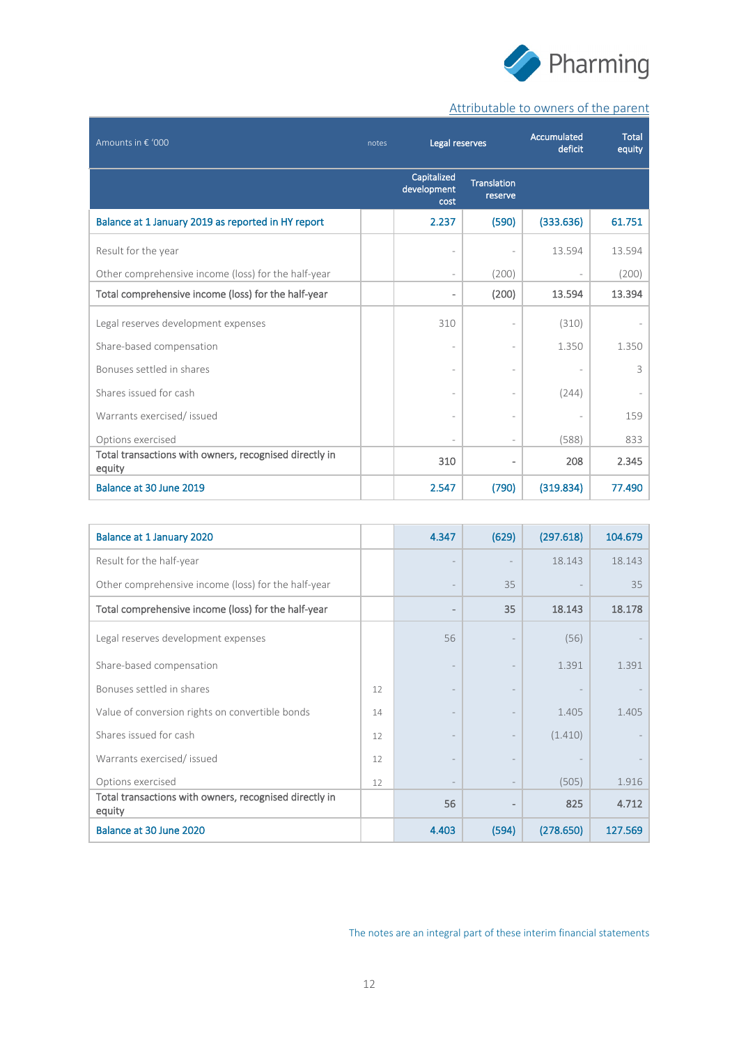Attributable to owners of the parent

| Amounts in € '000 | notes | Legal reserves | | Accumulated deficit | Total equity |
|---|---|---|---|---|---|
| | | Capitalized development cost | Translation reserve | | |
| Balance at 1 January 2019 as reported in HY report | | 2.237 | (590) | (333.636) | 61.751 |
| Result for the year | | - | - | 13.594 | 13.594 |
| Other comprehensive income (loss) for the half-year | | - | (200) | - | (200) |
| Total comprehensive income (loss) for the half-year | | - | (200) | 13.594 | 13.394 |
| Legal reserves development expenses | | 310 | - | (310) | - |
| Share-based compensation | | - | - | 1.350 | 1.350 |
| Bonuses settled in shares | | - | - | - | 3 |
| Shares issued for cash | | - | - | (244) | - |
| Warrants exercised/ issued | | - | - | - | 159 |
| Options exercised | | - | - | (588) | 833 |
| Total transactions with owners, recognised directly in equity | | 310 | - | 208 | 2.345 |
| Balance at 30 June 2019 | | 2.547 | (790) | (319.834) | 77.490 |

| Amounts in € '000 | notes | Capitalized development cost | Translation reserve | Accumulated deficit | Total equity |
|---|---|---|---|---|---|
| Balance at 1 January 2020 | | 4.347 | (629) | (297.618) | 104.679 |
| Result for the half-year | | - | - | 18.143 | 18.143 |
| Other comprehensive income (loss) for the half-year | | - | 35 | - | 35 |
| Total comprehensive income (loss) for the half-year | | - | 35 | 18.143 | 18.178 |
| Legal reserves development expenses | | 56 | - | (56) | - |
| Share-based compensation | | - | - | 1.391 | 1.391 |
| Bonuses settled in shares | 12 | - | - | - | - |
| Value of conversion rights on convertible bonds | 14 | - | - | 1.405 | 1.405 |
| Shares issued for cash | 12 | - | - | (1.410) | - |
| Warrants exercised/ issued | 12 | - | - | - | - |
| Options exercised | 12 | - | - | (505) | 1.916 |
| Total transactions with owners, recognised directly in equity | | 56 | - | 825 | 4.712 |
| Balance at 30 June 2020 | | 4.403 | (594) | (278.650) | 127.569 |

The notes are an integral part of these interim financial statements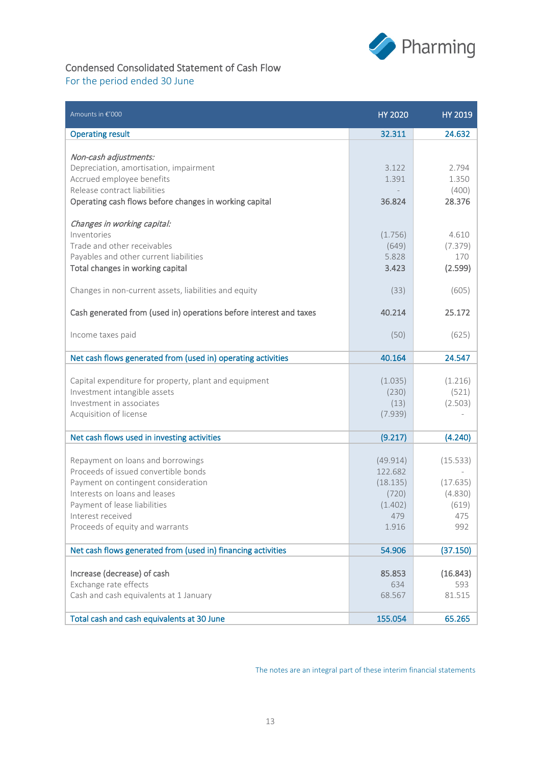# Condensed Consolidated Statement of Cash Flow

## For the period ended 30 June

| Amounts in €'000 | HY 2020 | HY 2019 |
|---|---|---|
| **Operating result** | **32.311** | **24.632** |
| | | |
| *Non-cash adjustments:* | | |
| Depreciation, amortisation, impairment | 3.122 | 2.794 |
| Accrued employee benefits | 1.391 | 1.350 |
| Release contract liabilities | - | (400) |
| **Operating cash flows before changes in working capital** | **36.824** | **28.376** |
| | | |
| *Changes in working capital:* | | |
| Inventories | (1.756) | 4.610 |
| Trade and other receivables | (649) | (7.379) |
| Payables and other current liabilities | 5.828 | 170 |
| **Total changes in working capital** | **3.423** | **(2.599)** |
| | | |
| Changes in non-current assets, liabilities and equity | (33) | (605) |
| | | |
| **Cash generated from (used in) operations before interest and taxes** | **40.214** | **25.172** |
| | | |
| Income taxes paid | (50) | (625) |
| **Net cash flows generated from (used in) operating activities** | **40.164** | **24.547** |
| | | |
| Capital expenditure for property, plant and equipment | (1.035) | (1.216) |
| Investment intangible assets | (230) | (521) |
| Investment in associates | (13) | (2.503) |
| Acquisition of license | (7.939) | - |
| **Net cash flows used in investing activities** | **(9.217)** | **(4.240)** |
| | | |
| Repayment on loans and borrowings | (49.914) | (15.533) |
| Proceeds of issued convertible bonds | 122.682 | - |
| Payment on contingent consideration | (18.135) | (17.635) |
| Interests on loans and leases | (720) | (4.830) |
| Payment of lease liabilities | (1.402) | (619) |
| Interest received | 479 | 475 |
| Proceeds of equity and warrants | 1.916 | 992 |
| **Net cash flows generated from (used in) financing activities** | **54.906** | **(37.150)** |
| | | |
| **Increase (decrease) of cash** | **85.853** | **(16.843)** |
| Exchange rate effects | 634 | 593 |
| Cash and cash equivalents at 1 January | 68.567 | 81.515 |
| **Total cash and cash equivalents at 30 June** | **155.054** | **65.265** |

The notes are an integral part of these interim financial statements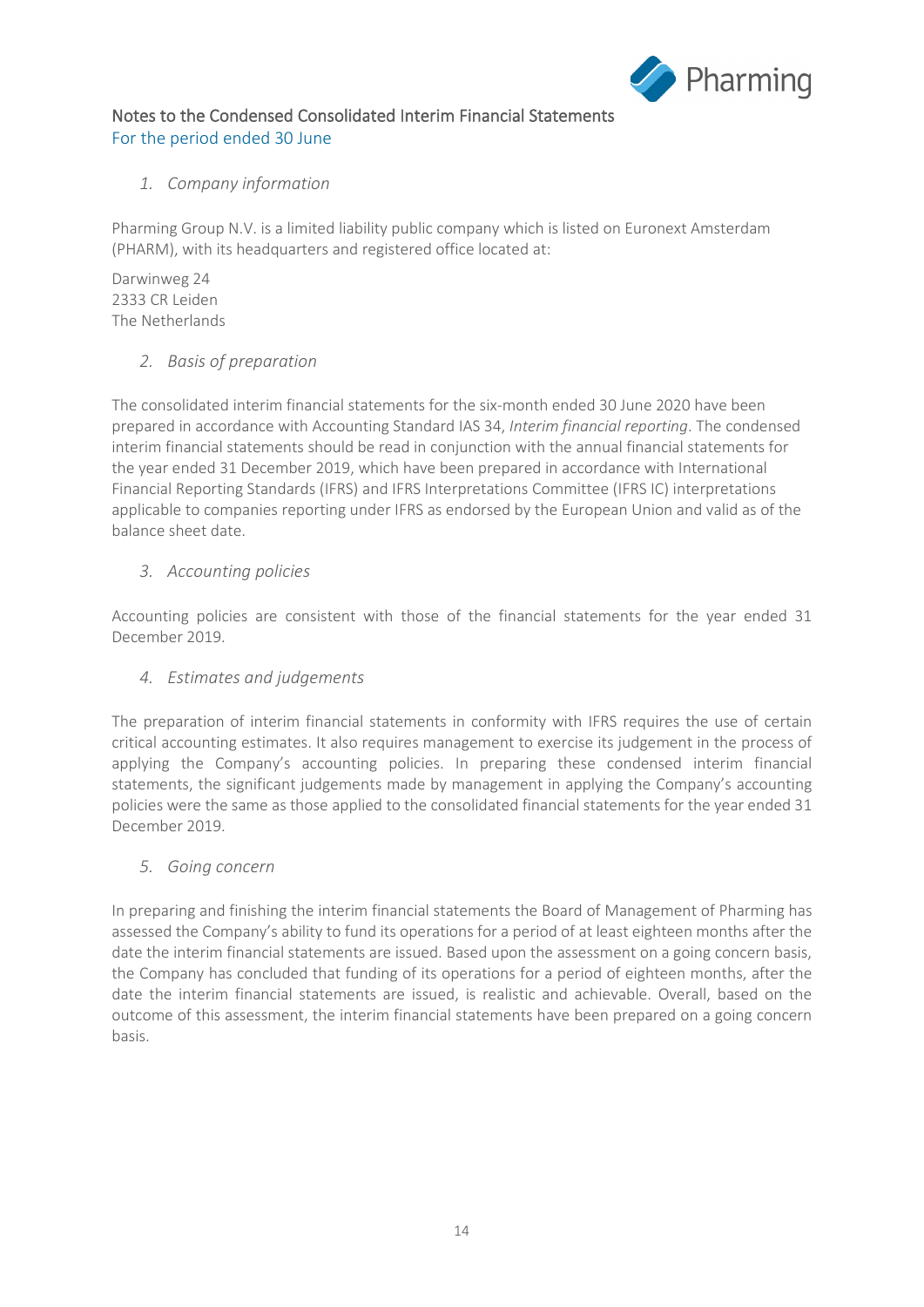# Notes to the Condensed Consolidated Interim Financial Statements

For the period ended 30 June

### *1. Company information*

Pharming Group N.V. is a limited liability public company which is listed on Euronext Amsterdam (PHARM), with its headquarters and registered office located at:

Darwinweg 24
2333 CR Leiden
The Netherlands

### *2. Basis of preparation*

The consolidated interim financial statements for the six-month ended 30 June 2020 have been prepared in accordance with Accounting Standard IAS 34, *Interim financial reporting*. The condensed interim financial statements should be read in conjunction with the annual financial statements for the year ended 31 December 2019, which have been prepared in accordance with International Financial Reporting Standards (IFRS) and IFRS Interpretations Committee (IFRS IC) interpretations applicable to companies reporting under IFRS as endorsed by the European Union and valid as of the balance sheet date.

### *3. Accounting policies*

Accounting policies are consistent with those of the financial statements for the year ended 31 December 2019.

### *4. Estimates and judgements*

The preparation of interim financial statements in conformity with IFRS requires the use of certain critical accounting estimates. It also requires management to exercise its judgement in the process of applying the Company's accounting policies. In preparing these condensed interim financial statements, the significant judgements made by management in applying the Company's accounting policies were the same as those applied to the consolidated financial statements for the year ended 31 December 2019.

### *5. Going concern*

In preparing and finishing the interim financial statements the Board of Management of Pharming has assessed the Company's ability to fund its operations for a period of at least eighteen months after the date the interim financial statements are issued. Based upon the assessment on a going concern basis, the Company has concluded that funding of its operations for a period of eighteen months, after the date the interim financial statements are issued, is realistic and achievable. Overall, based on the outcome of this assessment, the interim financial statements have been prepared on a going concern basis.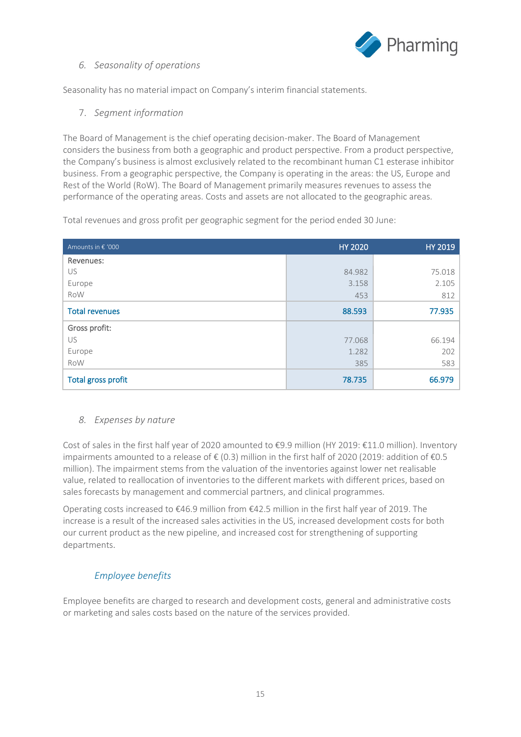### 6. *Seasonality of operations*

Seasonality has no material impact on Company's interim financial statements.

### 7. *Segment information*

The Board of Management is the chief operating decision-maker. The Board of Management considers the business from both a geographic and product perspective. From a product perspective, the Company's business is almost exclusively related to the recombinant human C1 esterase inhibitor business. From a geographic perspective, the Company is operating in the areas: the US, Europe and Rest of the World (RoW). The Board of Management primarily measures revenues to assess the performance of the operating areas. Costs and assets are not allocated to the geographic areas.

Total revenues and gross profit per geographic segment for the period ended 30 June:

| Amounts in € '000 | HY 2020 | HY 2019 |
|---|---|---|
| Revenues: | | |
| US | 84.982 | 75.018 |
| Europe | 3.158 | 2.105 |
| RoW | 453 | 812 |
| **Total revenues** | **88.593** | **77.935** |
| Gross profit: | | |
| US | 77.068 | 66.194 |
| Europe | 1.282 | 202 |
| RoW | 385 | 583 |
| **Total gross profit** | **78.735** | **66.979** |

### 8. *Expenses by nature*

Cost of sales in the first half year of 2020 amounted to €9.9 million (HY 2019: €11.0 million). Inventory impairments amounted to a release of € (0.3) million in the first half of 2020 (2019: addition of €0.5 million). The impairment stems from the valuation of the inventories against lower net realisable value, related to reallocation of inventories to the different markets with different prices, based on sales forecasts by management and commercial partners, and clinical programmes.

Operating costs increased to €46.9 million from €42.5 million in the first half year of 2019. The increase is a result of the increased sales activities in the US, increased development costs for both our current product as the new pipeline, and increased cost for strengthening of supporting departments.

#### *Employee benefits*

Employee benefits are charged to research and development costs, general and administrative costs or marketing and sales costs based on the nature of the services provided.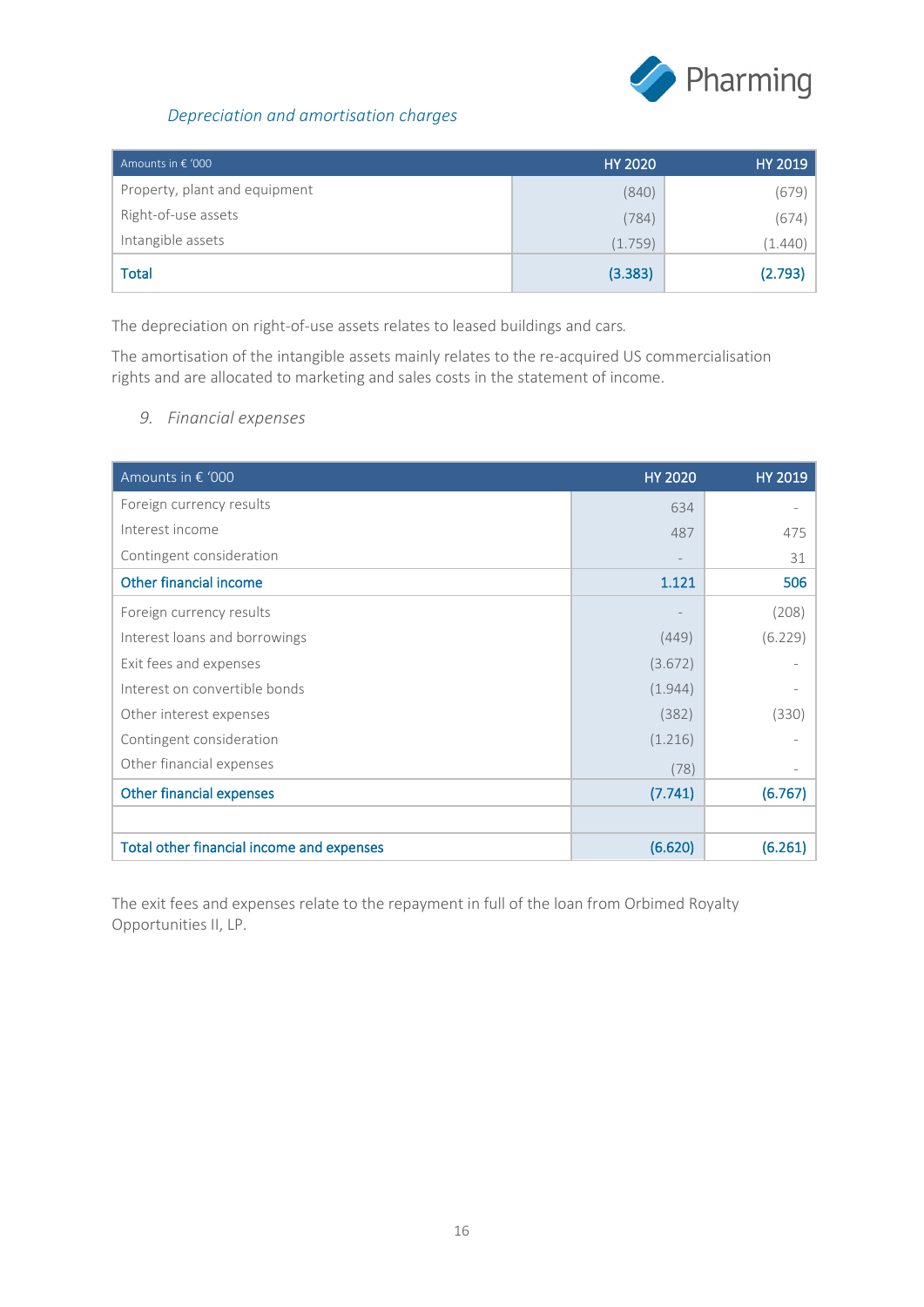*Depreciation and amortisation charges*

| Amounts in € '000 | HY 2020 | HY 2019 |
|---|---|---|
| Property, plant and equipment | (840) | (679) |
| Right-of-use assets | (784) | (674) |
| Intangible assets | (1.759) | (1.440) |
| **Total** | **(3.383)** | **(2.793)** |

The depreciation on right-of-use assets relates to leased buildings and cars.

The amortisation of the intangible assets mainly relates to the re-acquired US commercialisation rights and are allocated to marketing and sales costs in the statement of income.

*9. Financial expenses*

| Amounts in € '000 | HY 2020 | HY 2019 |
|---|---|---|
| Foreign currency results | 634 | - |
| Interest income | 487 | 475 |
| Contingent consideration | - | 31 |
| **Other financial income** | **1.121** | **506** |
| Foreign currency results | - | (208) |
| Interest loans and borrowings | (449) | (6.229) |
| Exit fees and expenses | (3.672) | - |
| Interest on convertible bonds | (1.944) | - |
| Other interest expenses | (382) | (330) |
| Contingent consideration | (1.216) | - |
| Other financial expenses | (78) | - |
| **Other financial expenses** | **(7.741)** | **(6.767)** |
| | | |
| **Total other financial income and expenses** | **(6.620)** | **(6.261)** |

The exit fees and expenses relate to the repayment in full of the loan from Orbimed Royalty Opportunities II, LP.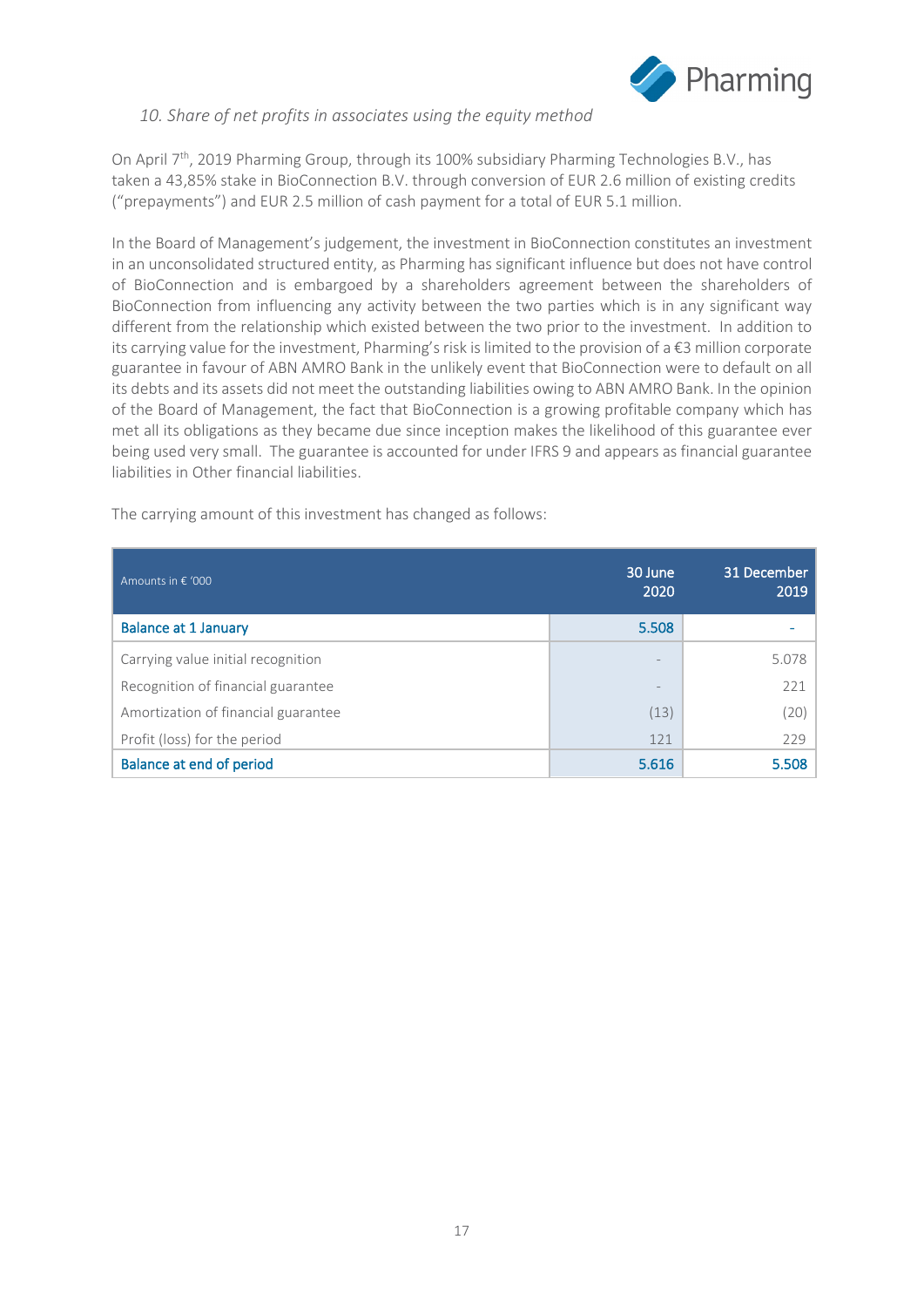*10. Share of net profits in associates using the equity method*

On April 7th, 2019 Pharming Group, through its 100% subsidiary Pharming Technologies B.V., has taken a 43,85% stake in BioConnection B.V. through conversion of EUR 2.6 million of existing credits ("prepayments") and EUR 2.5 million of cash payment for a total of EUR 5.1 million.

In the Board of Management's judgement, the investment in BioConnection constitutes an investment in an unconsolidated structured entity, as Pharming has significant influence but does not have control of BioConnection and is embargoed by a shareholders agreement between the shareholders of BioConnection from influencing any activity between the two parties which is in any significant way different from the relationship which existed between the two prior to the investment. In addition to its carrying value for the investment, Pharming's risk is limited to the provision of a €3 million corporate guarantee in favour of ABN AMRO Bank in the unlikely event that BioConnection were to default on all its debts and its assets did not meet the outstanding liabilities owing to ABN AMRO Bank. In the opinion of the Board of Management, the fact that BioConnection is a growing profitable company which has met all its obligations as they became due since inception makes the likelihood of this guarantee ever being used very small. The guarantee is accounted for under IFRS 9 and appears as financial guarantee liabilities in Other financial liabilities.

The carrying amount of this investment has changed as follows:

| Amounts in € '000 | 30 June 2020 | 31 December 2019 |
|---|---|---|
| **Balance at 1 January** | **5.508** | - |
| Carrying value initial recognition | - | 5.078 |
| Recognition of financial guarantee | - | 221 |
| Amortization of financial guarantee | (13) | (20) |
| Profit (loss) for the period | 121 | 229 |
| **Balance at end of period** | **5.616** | **5.508** |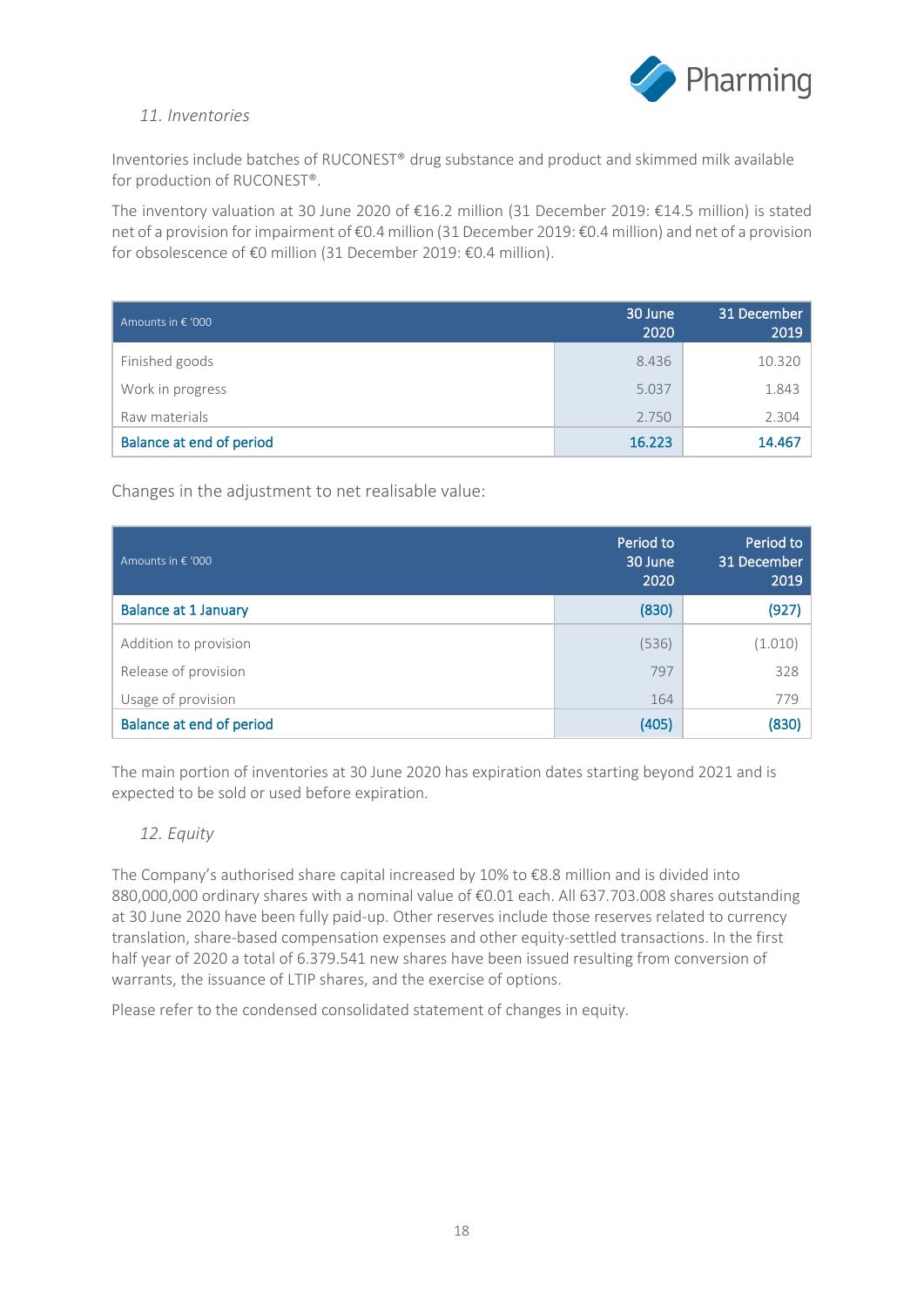### 11. Inventories

Inventories include batches of RUCONEST® drug substance and product and skimmed milk available for production of RUCONEST®.

The inventory valuation at 30 June 2020 of €16.2 million (31 December 2019: €14.5 million) is stated net of a provision for impairment of €0.4 million (31 December 2019: €0.4 million) and net of a provision for obsolescence of €0 million (31 December 2019: €0.4 million).

| Amounts in € '000 | 30 June 2020 | 31 December 2019 |
|---|---|---|
| Finished goods | 8.436 | 10.320 |
| Work in progress | 5.037 | 1.843 |
| Raw materials | 2.750 | 2.304 |
| **Balance at end of period** | **16.223** | **14.467** |

Changes in the adjustment to net realisable value:

| Amounts in € '000 | Period to 30 June 2020 | Period to 31 December 2019 |
|---|---|---|
| **Balance at 1 January** | **(830)** | **(927)** |
| Addition to provision | (536) | (1.010) |
| Release of provision | 797 | 328 |
| Usage of provision | 164 | 779 |
| **Balance at end of period** | **(405)** | **(830)** |

The main portion of inventories at 30 June 2020 has expiration dates starting beyond 2021 and is expected to be sold or used before expiration.

### 12. Equity

The Company's authorised share capital increased by 10% to €8.8 million and is divided into 880,000,000 ordinary shares with a nominal value of €0.01 each. All 637.703.008 shares outstanding at 30 June 2020 have been fully paid-up. Other reserves include those reserves related to currency translation, share-based compensation expenses and other equity-settled transactions. In the first half year of 2020 a total of 6.379.541 new shares have been issued resulting from conversion of warrants, the issuance of LTIP shares, and the exercise of options.

Please refer to the condensed consolidated statement of changes in equity.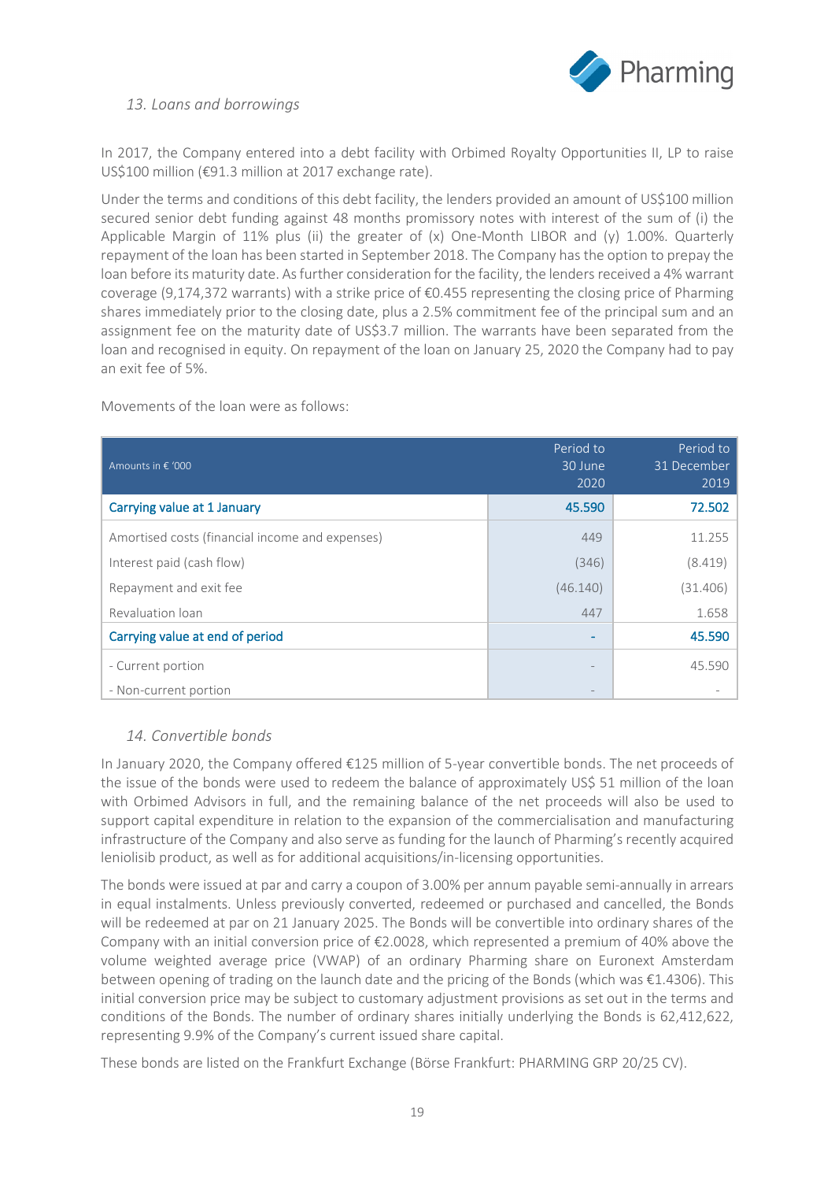### *13. Loans and borrowings*

In 2017, the Company entered into a debt facility with Orbimed Royalty Opportunities II, LP to raise US$100 million (€91.3 million at 2017 exchange rate).

Under the terms and conditions of this debt facility, the lenders provided an amount of US$100 million secured senior debt funding against 48 months promissory notes with interest of the sum of (i) the Applicable Margin of 11% plus (ii) the greater of (x) One-Month LIBOR and (y) 1.00%. Quarterly repayment of the loan has been started in September 2018. The Company has the option to prepay the loan before its maturity date. As further consideration for the facility, the lenders received a 4% warrant coverage (9,174,372 warrants) with a strike price of €0.455 representing the closing price of Pharming shares immediately prior to the closing date, plus a 2.5% commitment fee of the principal sum and an assignment fee on the maturity date of US$3.7 million. The warrants have been separated from the loan and recognised in equity. On repayment of the loan on January 25, 2020 the Company had to pay an exit fee of 5%.

Movements of the loan were as follows:

| Amounts in € '000 | Period to 30 June 2020 | Period to 31 December 2019 |
|---|---|---|
| Carrying value at 1 January | 45.590 | 72.502 |
| Amortised costs (financial income and expenses) | 449 | 11.255 |
| Interest paid (cash flow) | (346) | (8.419) |
| Repayment and exit fee | (46.140) | (31.406) |
| Revaluation loan | 447 | 1.658 |
| Carrying value at end of period | - | 45.590 |
| - Current portion | - | 45.590 |
| - Non-current portion | - | - |

### *14. Convertible bonds*

In January 2020, the Company offered €125 million of 5-year convertible bonds. The net proceeds of the issue of the bonds were used to redeem the balance of approximately US$ 51 million of the loan with Orbimed Advisors in full, and the remaining balance of the net proceeds will also be used to support capital expenditure in relation to the expansion of the commercialisation and manufacturing infrastructure of the Company and also serve as funding for the launch of Pharming's recently acquired leniolisib product, as well as for additional acquisitions/in-licensing opportunities.

The bonds were issued at par and carry a coupon of 3.00% per annum payable semi-annually in arrears in equal instalments. Unless previously converted, redeemed or purchased and cancelled, the Bonds will be redeemed at par on 21 January 2025. The Bonds will be convertible into ordinary shares of the Company with an initial conversion price of €2.0028, which represented a premium of 40% above the volume weighted average price (VWAP) of an ordinary Pharming share on Euronext Amsterdam between opening of trading on the launch date and the pricing of the Bonds (which was €1.4306). This initial conversion price may be subject to customary adjustment provisions as set out in the terms and conditions of the Bonds. The number of ordinary shares initially underlying the Bonds is 62,412,622, representing 9.9% of the Company's current issued share capital.

These bonds are listed on the Frankfurt Exchange (Börse Frankfurt: PHARMING GRP 20/25 CV).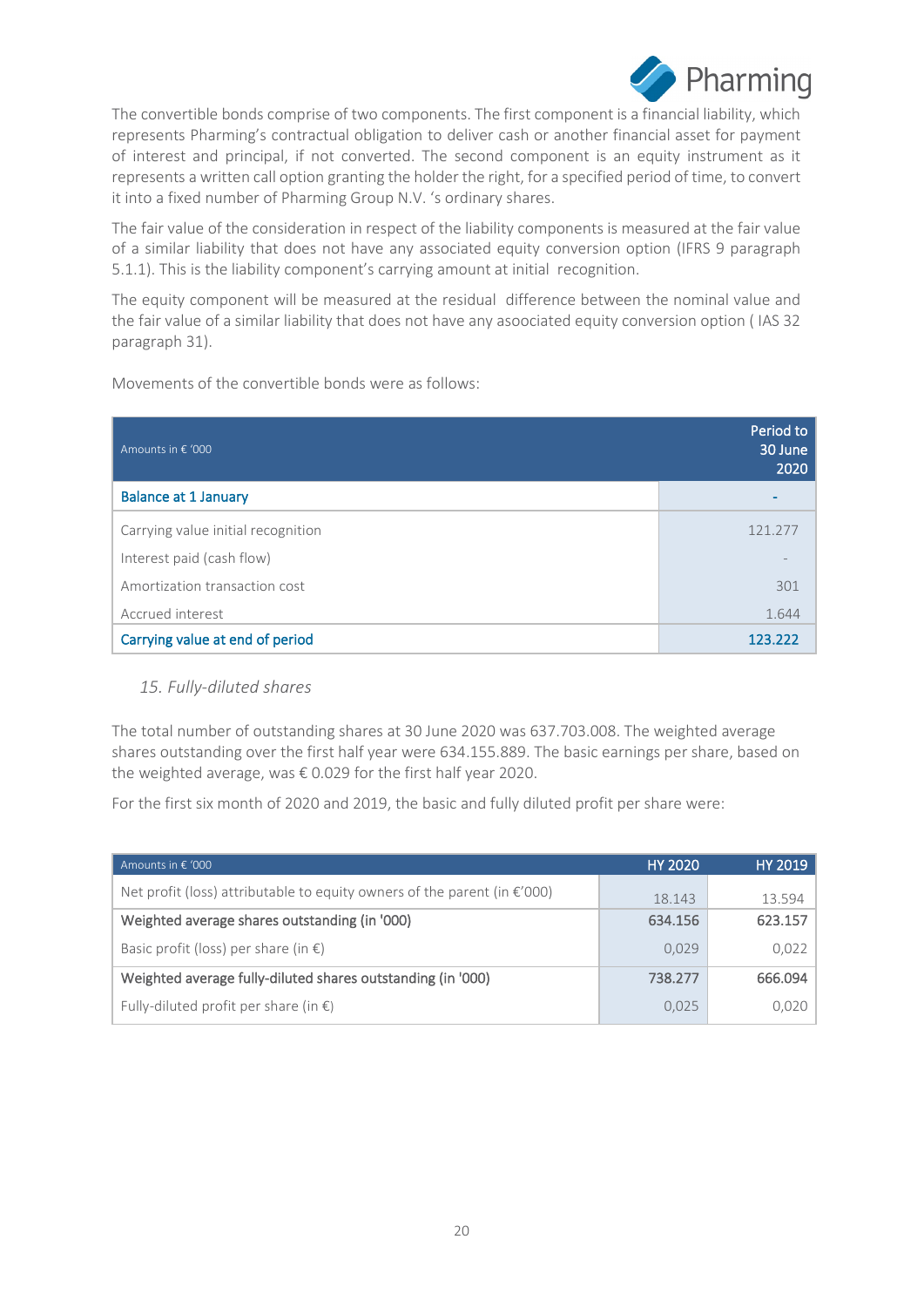The convertible bonds comprise of two components. The first component is a financial liability, which represents Pharming's contractual obligation to deliver cash or another financial asset for payment of interest and principal, if not converted. The second component is an equity instrument as it represents a written call option granting the holder the right, for a specified period of time, to convert it into a fixed number of Pharming Group N.V. 's ordinary shares.

The fair value of the consideration in respect of the liability components is measured at the fair value of a similar liability that does not have any associated equity conversion option (IFRS 9 paragraph 5.1.1). This is the liability component's carrying amount at initial recognition.

The equity component will be measured at the residual difference between the nominal value and the fair value of a similar liability that does not have any asoociated equity conversion option ( IAS 32 paragraph 31).

Movements of the convertible bonds were as follows:

| Amounts in € '000 | Period to 30 June 2020 |
|---|---|
| **Balance at 1 January** | **-** |
| Carrying value initial recognition | 121.277 |
| Interest paid (cash flow) | - |
| Amortization transaction cost | 301 |
| Accrued interest | 1.644 |
| **Carrying value at end of period** | **123.222** |

### *15. Fully-diluted shares*

The total number of outstanding shares at 30 June 2020 was 637.703.008. The weighted average shares outstanding over the first half year were 634.155.889. The basic earnings per share, based on the weighted average, was € 0.029 for the first half year 2020.

For the first six month of 2020 and 2019, the basic and fully diluted profit per share were:

| Amounts in € '000 | HY 2020 | HY 2019 |
|---|---|---|
| Net profit (loss) attributable to equity owners of the parent (in €'000) | 18.143 | 13.594 |
| **Weighted average shares outstanding (in '000)** | **634.156** | **623.157** |
| Basic profit (loss) per share (in €) | 0,029 | 0,022 |
| **Weighted average fully-diluted shares outstanding (in '000)** | **738.277** | **666.094** |
| Fully-diluted profit per share (in €) | 0,025 | 0,020 |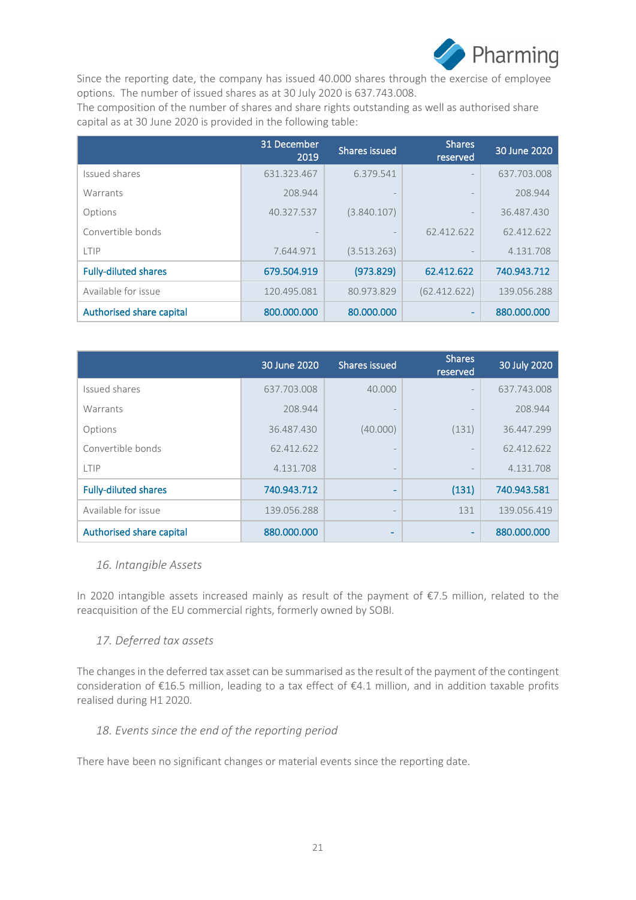Since the reporting date, the company has issued 40.000 shares through the exercise of employee options. The number of issued shares as at 30 July 2020 is 637.743.008.
The composition of the number of shares and share rights outstanding as well as authorised share capital as at 30 June 2020 is provided in the following table:

| | 31 December 2019 | Shares issued | Shares reserved | 30 June 2020 |
|---|---|---|---|---|
| Issued shares | 631.323.467 | 6.379.541 | - | 637.703.008 |
| Warrants | 208.944 | - | - | 208.944 |
| Options | 40.327.537 | (3.840.107) | - | 36.487.430 |
| Convertible bonds | - | - | 62.412.622 | 62.412.622 |
| LTIP | 7.644.971 | (3.513.263) | - | 4.131.708 |
| **Fully-diluted shares** | **679.504.919** | **(973.829)** | **62.412.622** | **740.943.712** |
| Available for issue | 120.495.081 | 80.973.829 | (62.412.622) | 139.056.288 |
| **Authorised share capital** | **800.000.000** | **80.000.000** | **-** | **880.000.000** |

| | 30 June 2020 | Shares issued | Shares reserved | 30 July 2020 |
|---|---|---|---|---|
| Issued shares | 637.703.008 | 40.000 | - | 637.743.008 |
| Warrants | 208.944 | - | - | 208.944 |
| Options | 36.487.430 | (40.000) | (131) | 36.447.299 |
| Convertible bonds | 62.412.622 | - | - | 62.412.622 |
| LTIP | 4.131.708 | - | - | 4.131.708 |
| **Fully-diluted shares** | **740.943.712** | **-** | **(131)** | **740.943.581** |
| Available for issue | 139.056.288 | - | 131 | 139.056.419 |
| **Authorised share capital** | **880.000.000** | **-** | **-** | **880.000.000** |

### *16. Intangible Assets*

In 2020 intangible assets increased mainly as result of the payment of €7.5 million, related to the reacquisition of the EU commercial rights, formerly owned by SOBI.

### *17. Deferred tax assets*

The changes in the deferred tax asset can be summarised as the result of the payment of the contingent consideration of €16.5 million, leading to a tax effect of €4.1 million, and in addition taxable profits realised during H1 2020.

### *18. Events since the end of the reporting period*

There have been no significant changes or material events since the reporting date.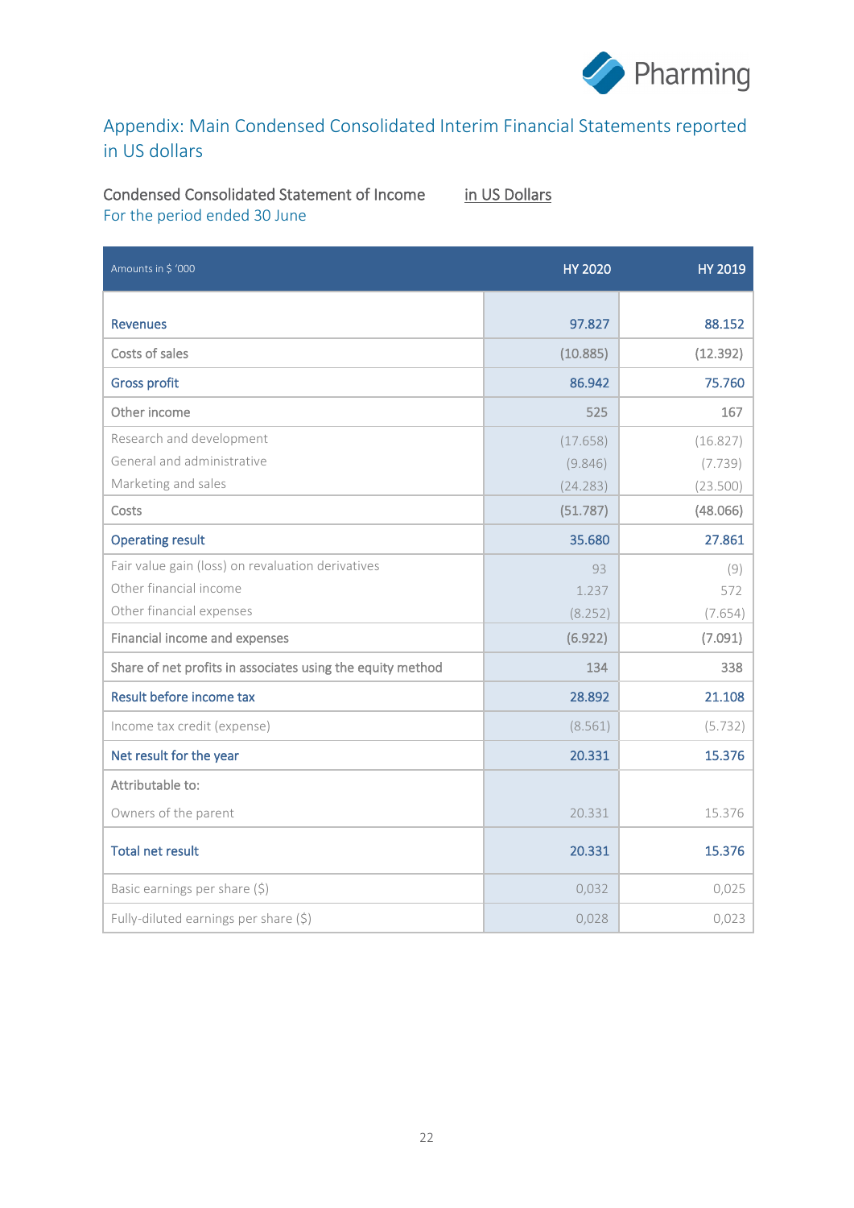# Appendix: Main Condensed Consolidated Interim Financial Statements reported in US dollars

## Condensed Consolidated Statement of Income <u>in US Dollars</u>

For the period ended 30 June

| Amounts in $ '000 | HY 2020 | HY 2019 |
|---|---|---|
| **Revenues** | 97.827 | 88.152 |
| Costs of sales | (10.885) | (12.392) |
| **Gross profit** | 86.942 | 75.760 |
| Other income | 525 | 167 |
| Research and development | (17.658) | (16.827) |
| General and administrative | (9.846) | (7.739) |
| Marketing and sales | (24.283) | (23.500) |
| Costs | (51.787) | (48.066) |
| **Operating result** | 35.680 | 27.861 |
| Fair value gain (loss) on revaluation derivatives | 93 | (9) |
| Other financial income | 1.237 | 572 |
| Other financial expenses | (8.252) | (7.654) |
| Financial income and expenses | (6.922) | (7.091) |
| Share of net profits in associates using the equity method | 134 | 338 |
| **Result before income tax** | 28.892 | 21.108 |
| Income tax credit (expense) | (8.561) | (5.732) |
| **Net result for the year** | 20.331 | 15.376 |
| Attributable to: | | |
| Owners of the parent | 20.331 | 15.376 |
| **Total net result** | 20.331 | 15.376 |
| Basic earnings per share ($) | 0,032 | 0,025 |
| Fully-diluted earnings per share ($) | 0,028 | 0,023 |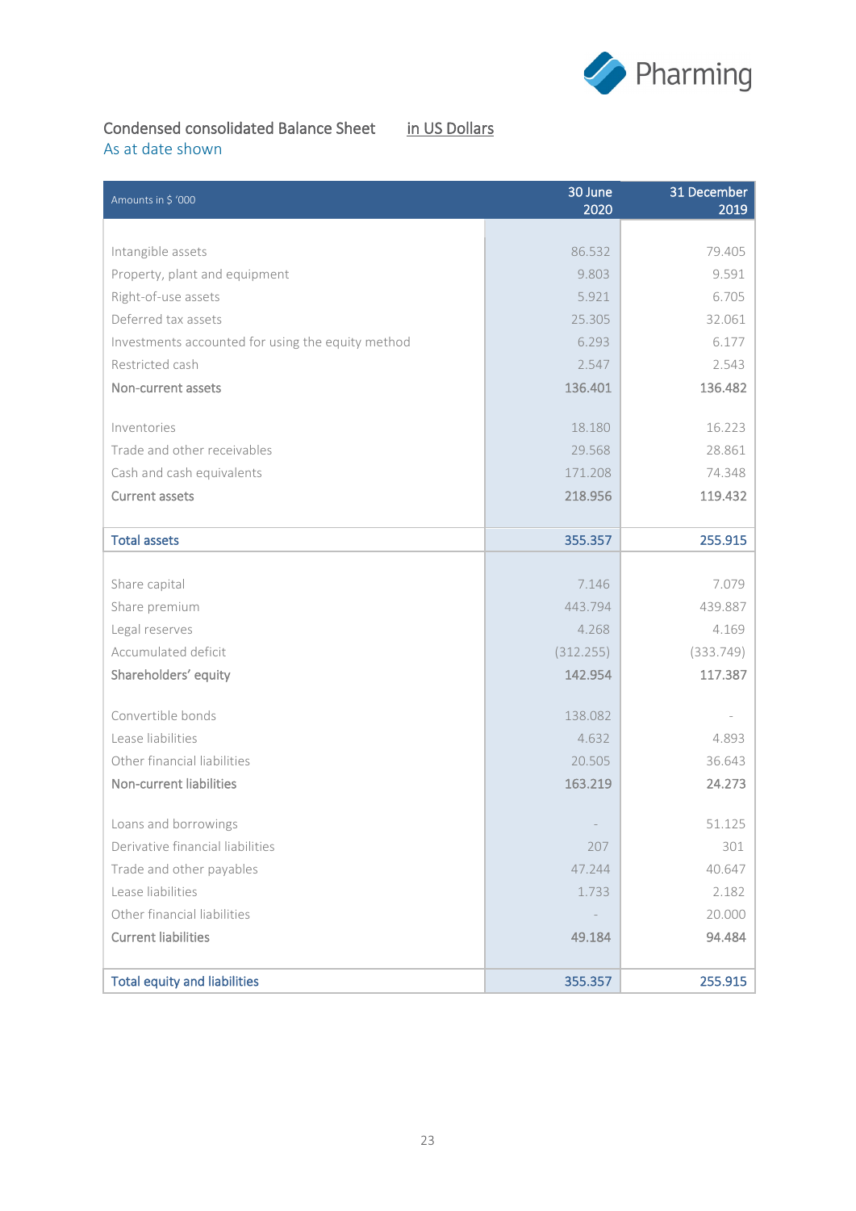## Condensed consolidated Balance Sheet in US Dollars

As at date shown

| Amounts in $ '000 | 30 June 2020 | 31 December 2019 |
|---|---|---|
| Intangible assets | 86.532 | 79.405 |
| Property, plant and equipment | 9.803 | 9.591 |
| Right-of-use assets | 5.921 | 6.705 |
| Deferred tax assets | 25.305 | 32.061 |
| Investments accounted for using the equity method | 6.293 | 6.177 |
| Restricted cash | 2.547 | 2.543 |
| **Non-current assets** | **136.401** | **136.482** |
| Inventories | 18.180 | 16.223 |
| Trade and other receivables | 29.568 | 28.861 |
| Cash and cash equivalents | 171.208 | 74.348 |
| **Current assets** | **218.956** | **119.432** |
| **Total assets** | **355.357** | **255.915** |
| Share capital | 7.146 | 7.079 |
| Share premium | 443.794 | 439.887 |
| Legal reserves | 4.268 | 4.169 |
| Accumulated deficit | (312.255) | (333.749) |
| **Shareholders' equity** | **142.954** | **117.387** |
| Convertible bonds | 138.082 | - |
| Lease liabilities | 4.632 | 4.893 |
| Other financial liabilities | 20.505 | 36.643 |
| **Non-current liabilities** | **163.219** | **24.273** |
| Loans and borrowings | - | 51.125 |
| Derivative financial liabilities | 207 | 301 |
| Trade and other payables | 47.244 | 40.647 |
| Lease liabilities | 1.733 | 2.182 |
| Other financial liabilities | - | 20.000 |
| **Current liabilities** | **49.184** | **94.484** |
| **Total equity and liabilities** | **355.357** | **255.915** |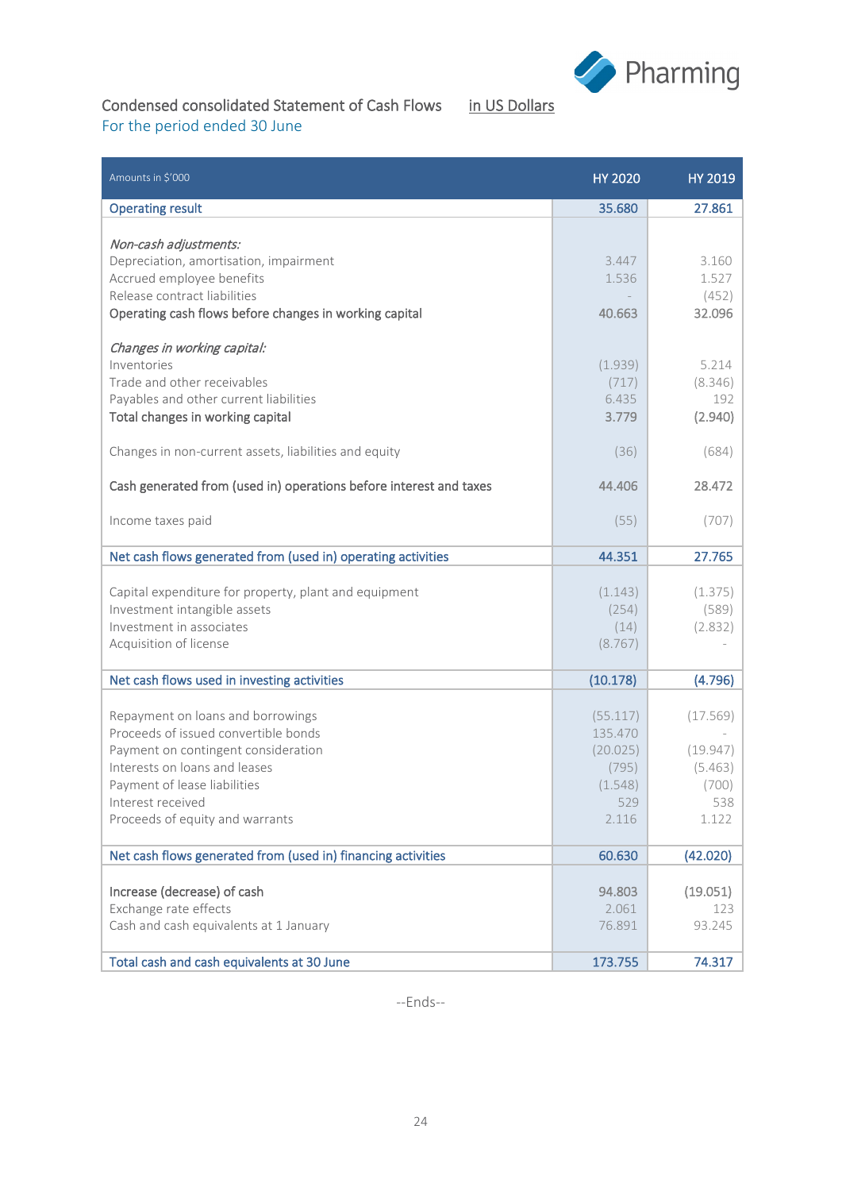Pharming

## Condensed consolidated Statement of Cash Flows in US Dollars

For the period ended 30 June

| Amounts in $'000 | HY 2020 | HY 2019 |
|---|---|---|
| **Operating result** | **35.680** | **27.861** |
| *Non-cash adjustments:* | | |
| Depreciation, amortisation, impairment | 3.447 | 3.160 |
| Accrued employee benefits | 1.536 | 1.527 |
| Release contract liabilities | - | (452) |
| **Operating cash flows before changes in working capital** | **40.663** | **32.096** |
| *Changes in working capital:* | | |
| Inventories | (1.939) | 5.214 |
| Trade and other receivables | (717) | (8.346) |
| Payables and other current liabilities | 6.435 | 192 |
| **Total changes in working capital** | **3.779** | **(2.940)** |
| Changes in non-current assets, liabilities and equity | (36) | (684) |
| **Cash generated from (used in) operations before interest and taxes** | **44.406** | **28.472** |
| Income taxes paid | (55) | (707) |
| **Net cash flows generated from (used in) operating activities** | **44.351** | **27.765** |
| Capital expenditure for property, plant and equipment | (1.143) | (1.375) |
| Investment intangible assets | (254) | (589) |
| Investment in associates | (14) | (2.832) |
| Acquisition of license | (8.767) | - |
| **Net cash flows used in investing activities** | **(10.178)** | **(4.796)** |
| Repayment on loans and borrowings | (55.117) | (17.569) |
| Proceeds of issued convertible bonds | 135.470 | - |
| Payment on contingent consideration | (20.025) | (19.947) |
| Interests on loans and leases | (795) | (5.463) |
| Payment of lease liabilities | (1.548) | (700) |
| Interest received | 529 | 538 |
| Proceeds of equity and warrants | 2.116 | 1.122 |
| **Net cash flows generated from (used in) financing activities** | **60.630** | **(42.020)** |
| **Increase (decrease) of cash** | **94.803** | **(19.051)** |
| Exchange rate effects | 2.061 | 123 |
| Cash and cash equivalents at 1 January | 76.891 | 93.245 |
| **Total cash and cash equivalents at 30 June** | **173.755** | **74.317** |

--Ends--